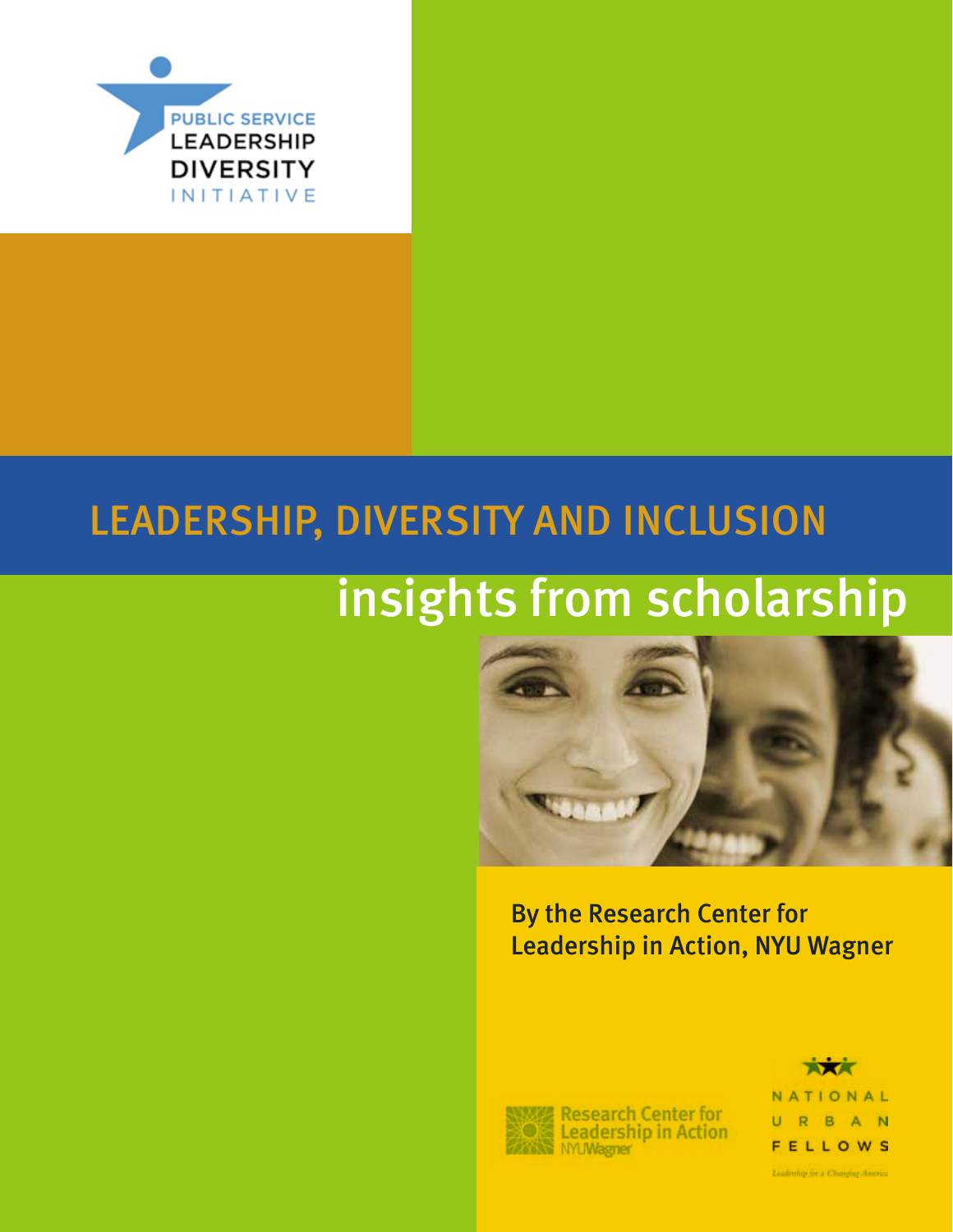PUBLIC SERVICE LEADERSHIP DIVERSITY INITIATIVE

# LEADERSHIP, DIVERSITY AND INCLUSION

## insights from scholarship

By the Research Center for Leadership in Action, NYU Wagner

Research Center for Leadership in Action NYUWagner

NATIONAL URBAN FELLOWS

Leadership for a Changing America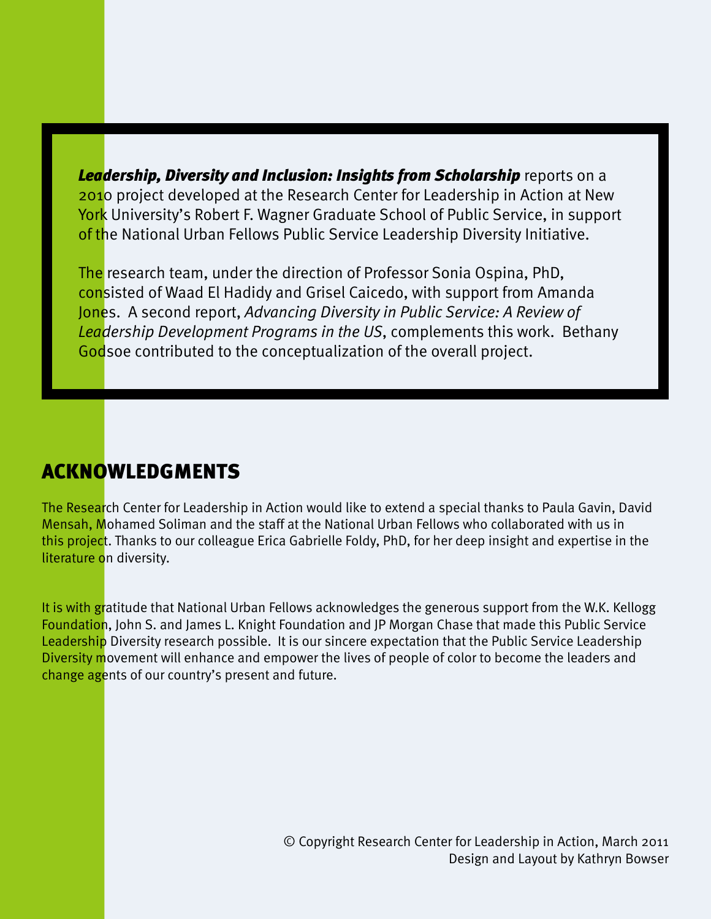***Leadership, Diversity and Inclusion: Insights from Scholarship*** reports on a 2010 project developed at the Research Center for Leadership in Action at New York University's Robert F. Wagner Graduate School of Public Service, in support of the National Urban Fellows Public Service Leadership Diversity Initiative.

The research team, under the direction of Professor Sonia Ospina, PhD, consisted of Waad El Hadidy and Grisel Caicedo, with support from Amanda Jones. A second report, *Advancing Diversity in Public Service: A Review of Leadership Development Programs in the US*, complements this work. Bethany Godsoe contributed to the conceptualization of the overall project.

## ACKNOWLEDGMENTS

The Research Center for Leadership in Action would like to extend a special thanks to Paula Gavin, David Mensah, Mohamed Soliman and the staff at the National Urban Fellows who collaborated with us in this project. Thanks to our colleague Erica Gabrielle Foldy, PhD, for her deep insight and expertise in the literature on diversity.

It is with gratitude that National Urban Fellows acknowledges the generous support from the W.K. Kellogg Foundation, John S. and James L. Knight Foundation and JP Morgan Chase that made this Public Service Leadership Diversity research possible. It is our sincere expectation that the Public Service Leadership Diversity movement will enhance and empower the lives of people of color to become the leaders and change agents of our country's present and future.

© Copyright Research Center for Leadership in Action, March 2011
Design and Layout by Kathryn Bowser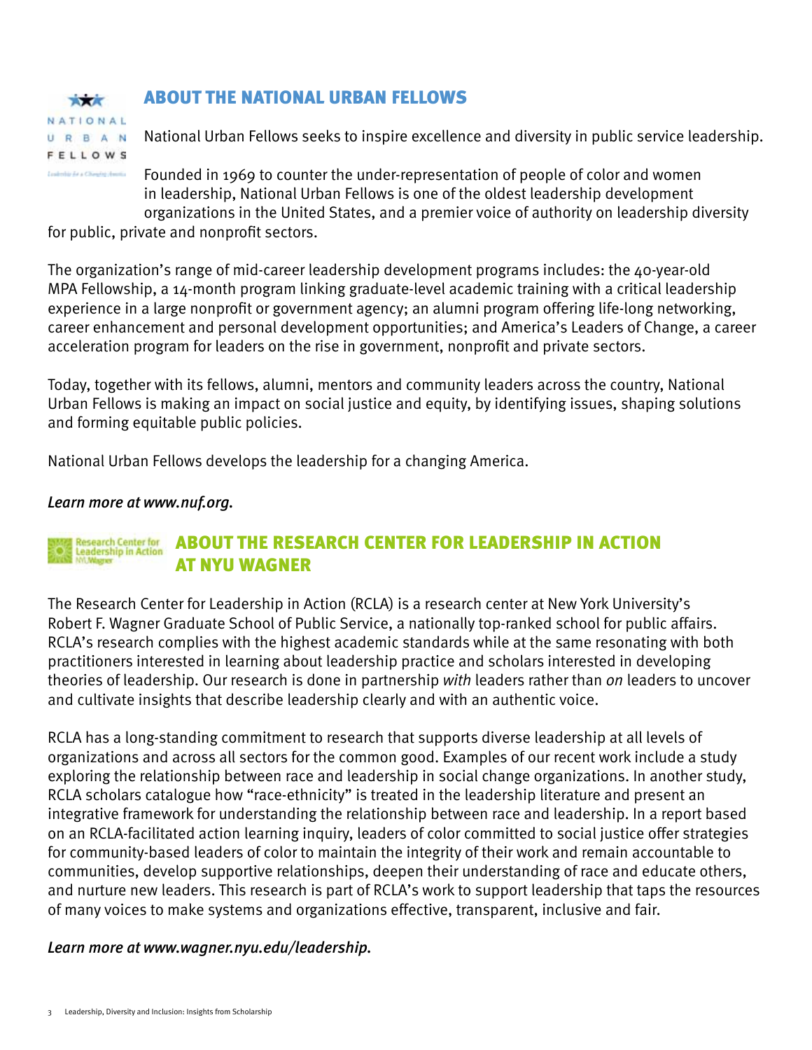## ABOUT THE NATIONAL URBAN FELLOWS

National Urban Fellows seeks to inspire excellence and diversity in public service leadership.

Founded in 1969 to counter the under-representation of people of color and women in leadership, National Urban Fellows is one of the oldest leadership development organizations in the United States, and a premier voice of authority on leadership diversity for public, private and nonprofit sectors.

The organization's range of mid-career leadership development programs includes: the 40-year-old MPA Fellowship, a 14-month program linking graduate-level academic training with a critical leadership experience in a large nonprofit or government agency; an alumni program offering life-long networking, career enhancement and personal development opportunities; and America's Leaders of Change, a career acceleration program for leaders on the rise in government, nonprofit and private sectors.

Today, together with its fellows, alumni, mentors and community leaders across the country, National Urban Fellows is making an impact on social justice and equity, by identifying issues, shaping solutions and forming equitable public policies.

National Urban Fellows develops the leadership for a changing America.

*Learn more at www.nuf.org.*

## ABOUT THE RESEARCH CENTER FOR LEADERSHIP IN ACTION AT NYU WAGNER

The Research Center for Leadership in Action (RCLA) is a research center at New York University's Robert F. Wagner Graduate School of Public Service, a nationally top-ranked school for public affairs. RCLA's research complies with the highest academic standards while at the same resonating with both practitioners interested in learning about leadership practice and scholars interested in developing theories of leadership. Our research is done in partnership *with* leaders rather than *on* leaders to uncover and cultivate insights that describe leadership clearly and with an authentic voice.

RCLA has a long-standing commitment to research that supports diverse leadership at all levels of organizations and across all sectors for the common good. Examples of our recent work include a study exploring the relationship between race and leadership in social change organizations. In another study, RCLA scholars catalogue how "race-ethnicity" is treated in the leadership literature and present an integrative framework for understanding the relationship between race and leadership. In a report based on an RCLA-facilitated action learning inquiry, leaders of color committed to social justice offer strategies for community-based leaders of color to maintain the integrity of their work and remain accountable to communities, develop supportive relationships, deepen their understanding of race and educate others, and nurture new leaders. This research is part of RCLA's work to support leadership that taps the resources of many voices to make systems and organizations effective, transparent, inclusive and fair.

*Learn more at www.wagner.nyu.edu/leadership.*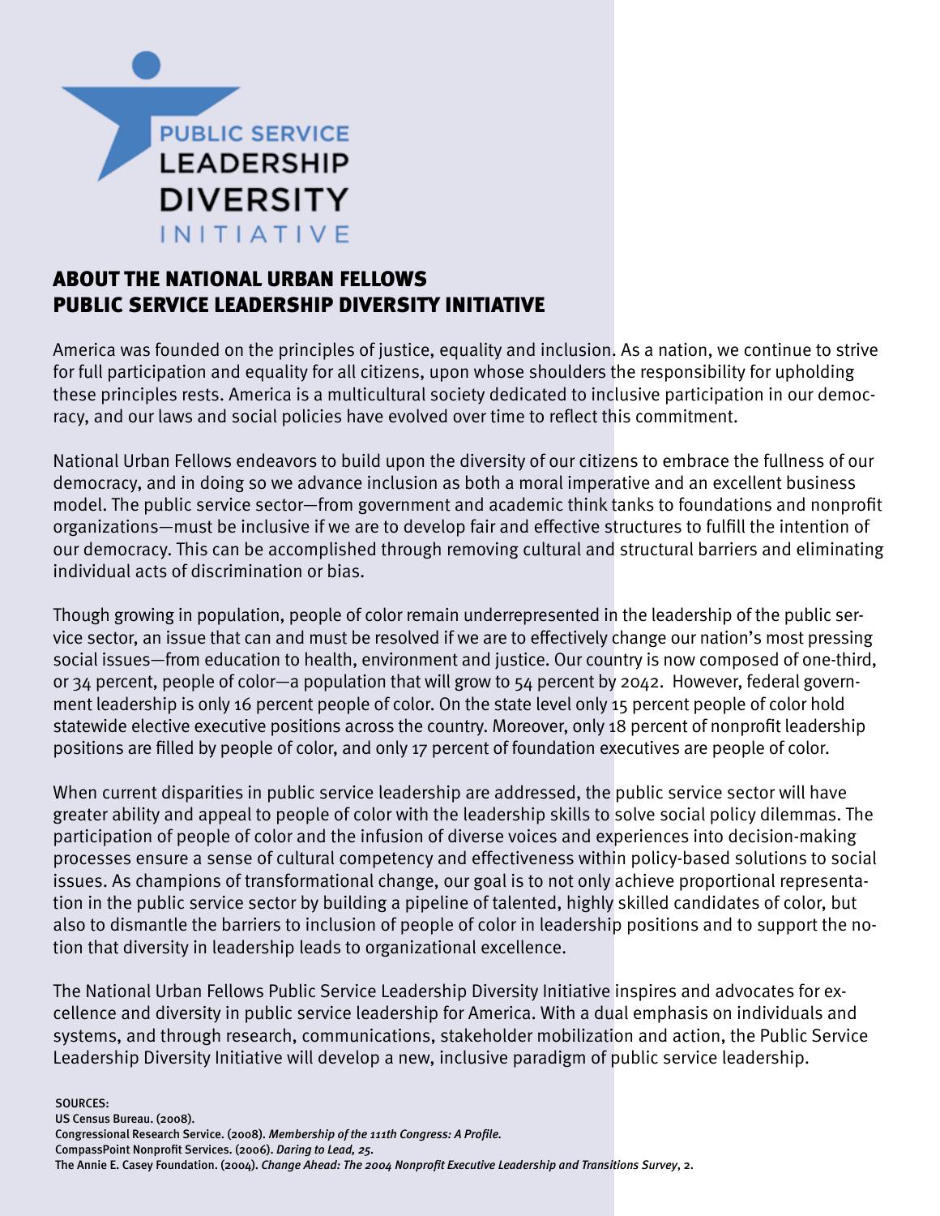PUBLIC SERVICE LEADERSHIP DIVERSITY INITIATIVE

## ABOUT THE NATIONAL URBAN FELLOWS PUBLIC SERVICE LEADERSHIP DIVERSITY INITIATIVE

America was founded on the principles of justice, equality and inclusion. As a nation, we continue to strive for full participation and equality for all citizens, upon whose shoulders the responsibility for upholding these principles rests. America is a multicultural society dedicated to inclusive participation in our democracy, and our laws and social policies have evolved over time to reflect this commitment.

National Urban Fellows endeavors to build upon the diversity of our citizens to embrace the fullness of our democracy, and in doing so we advance inclusion as both a moral imperative and an excellent business model. The public service sector—from government and academic think tanks to foundations and nonprofit organizations—must be inclusive if we are to develop fair and effective structures to fulfill the intention of our democracy. This can be accomplished through removing cultural and structural barriers and eliminating individual acts of discrimination or bias.

Though growing in population, people of color remain underrepresented in the leadership of the public service sector, an issue that can and must be resolved if we are to effectively change our nation's most pressing social issues—from education to health, environment and justice. Our country is now composed of one-third, or 34 percent, people of color—a population that will grow to 54 percent by 2042. However, federal government leadership is only 16 percent people of color. On the state level only 15 percent people of color hold statewide elective executive positions across the country. Moreover, only 18 percent of nonprofit leadership positions are filled by people of color, and only 17 percent of foundation executives are people of color.

When current disparities in public service leadership are addressed, the public service sector will have greater ability and appeal to people of color with the leadership skills to solve social policy dilemmas. The participation of people of color and the infusion of diverse voices and experiences into decision-making processes ensure a sense of cultural competency and effectiveness within policy-based solutions to social issues. As champions of transformational change, our goal is to not only achieve proportional representation in the public service sector by building a pipeline of talented, highly skilled candidates of color, but also to dismantle the barriers to inclusion of people of color in leadership positions and to support the notion that diversity in leadership leads to organizational excellence.

The National Urban Fellows Public Service Leadership Diversity Initiative inspires and advocates for excellence and diversity in public service leadership for America. With a dual emphasis on individuals and systems, and through research, communications, stakeholder mobilization and action, the Public Service Leadership Diversity Initiative will develop a new, inclusive paradigm of public service leadership.

SOURCES:
US Census Bureau. (2008).
Congressional Research Service. (2008). *Membership of the 111th Congress: A Profile.*
CompassPoint Nonprofit Services. (2006). *Daring to Lead, 25.*
The Annie E. Casey Foundation. (2004). *Change Ahead: The 2004 Nonprofit Executive Leadership and Transitions Survey*, 2.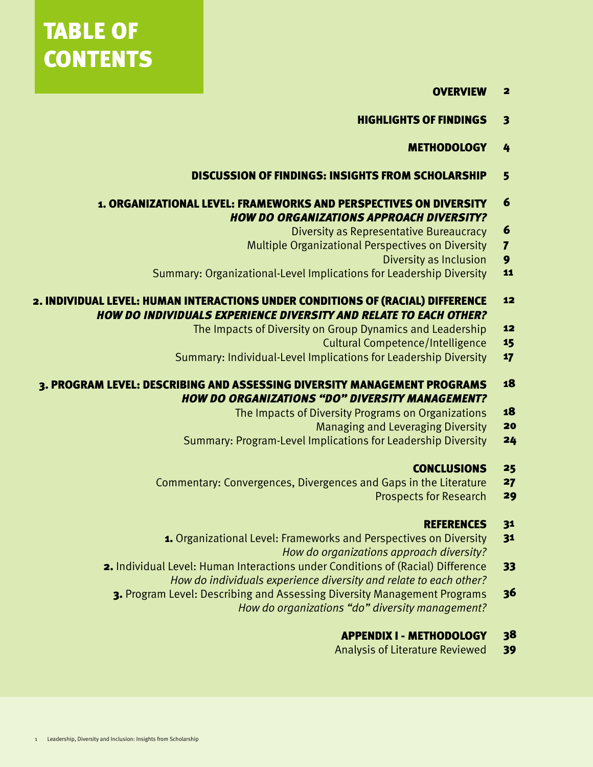# TABLE OF CONTENTS

| | |
|---|---|
| **OVERVIEW** | 2 |
| **HIGHLIGHTS OF FINDINGS** | 3 |
| **METHODOLOGY** | 4 |
| **DISCUSSION OF FINDINGS: INSIGHTS FROM SCHOLARSHIP** | 5 |
| **1. ORGANIZATIONAL LEVEL: FRAMEWORKS AND PERSPECTIVES ON DIVERSITY** ***HOW DO ORGANIZATIONS APPROACH DIVERSITY?*** | 6 |
| Diversity as Representative Bureaucracy | 6 |
| Multiple Organizational Perspectives on Diversity | 7 |
| Diversity as Inclusion | 9 |
| Summary: Organizational-Level Implications for Leadership Diversity | 11 |
| **2. INDIVIDUAL LEVEL: HUMAN INTERACTIONS UNDER CONDITIONS OF (RACIAL) DIFFERENCE** ***HOW DO INDIVIDUALS EXPERIENCE DIVERSITY AND RELATE TO EACH OTHER?*** | 12 |
| The Impacts of Diversity on Group Dynamics and Leadership | 12 |
| Cultural Competence/Intelligence | 15 |
| Summary: Individual-Level Implications for Leadership Diversity | 17 |
| **3. PROGRAM LEVEL: DESCRIBING AND ASSESSING DIVERSITY MANAGEMENT PROGRAMS** ***HOW DO ORGANIZATIONS "DO" DIVERSITY MANAGEMENT?*** | 18 |
| The Impacts of Diversity Programs on Organizations | 18 |
| Managing and Leveraging Diversity | 20 |
| Summary: Program-Level Implications for Leadership Diversity | 24 |
| **CONCLUSIONS** | 25 |
| Commentary: Convergences, Divergences and Gaps in the Literature | 27 |
| Prospects for Research | 29 |
| **REFERENCES** | 31 |
| **1.** Organizational Level: Frameworks and Perspectives on Diversity *How do organizations approach diversity?* | 31 |
| **2.** Individual Level: Human Interactions under Conditions of (Racial) Difference *How do individuals experience diversity and relate to each other?* | 33 |
| **3.** Program Level: Describing and Assessing Diversity Management Programs *How do organizations "do" diversity management?* | 36 |
| **APPENDIX I - METHODOLOGY** | 38 |
| Analysis of Literature Reviewed | 39 |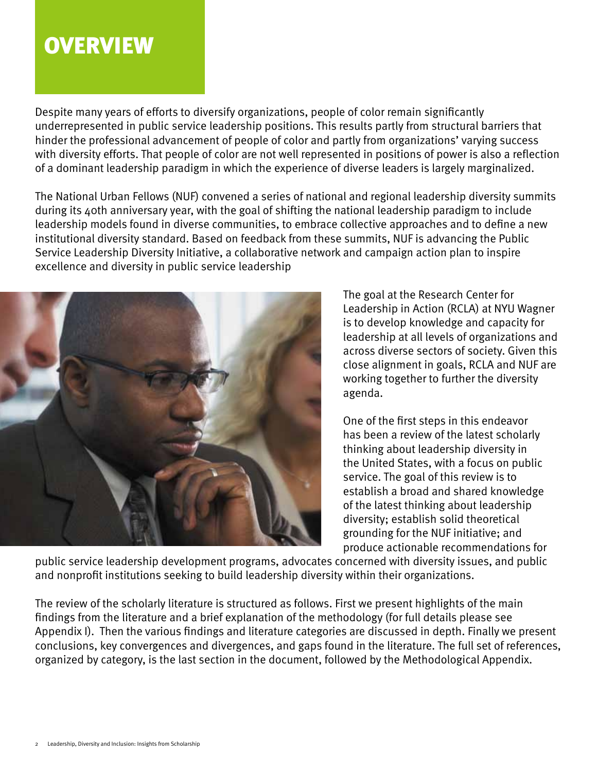# OVERVIEW

Despite many years of efforts to diversify organizations, people of color remain significantly underrepresented in public service leadership positions. This results partly from structural barriers that hinder the professional advancement of people of color and partly from organizations' varying success with diversity efforts. That people of color are not well represented in positions of power is also a reflection of a dominant leadership paradigm in which the experience of diverse leaders is largely marginalized.

The National Urban Fellows (NUF) convened a series of national and regional leadership diversity summits during its 40th anniversary year, with the goal of shifting the national leadership paradigm to include leadership models found in diverse communities, to embrace collective approaches and to define a new institutional diversity standard. Based on feedback from these summits, NUF is advancing the Public Service Leadership Diversity Initiative, a collaborative network and campaign action plan to inspire excellence and diversity in public service leadership

The goal at the Research Center for Leadership in Action (RCLA) at NYU Wagner is to develop knowledge and capacity for leadership at all levels of organizations and across diverse sectors of society. Given this close alignment in goals, RCLA and NUF are working together to further the diversity agenda.

One of the first steps in this endeavor has been a review of the latest scholarly thinking about leadership diversity in the United States, with a focus on public service. The goal of this review is to establish a broad and shared knowledge of the latest thinking about leadership diversity; establish solid theoretical grounding for the NUF initiative; and produce actionable recommendations for public service leadership development programs, advocates concerned with diversity issues, and public and nonprofit institutions seeking to build leadership diversity within their organizations.

The review of the scholarly literature is structured as follows. First we present highlights of the main findings from the literature and a brief explanation of the methodology (for full details please see Appendix I). Then the various findings and literature categories are discussed in depth. Finally we present conclusions, key convergences and divergences, and gaps found in the literature. The full set of references, organized by category, is the last section in the document, followed by the Methodological Appendix.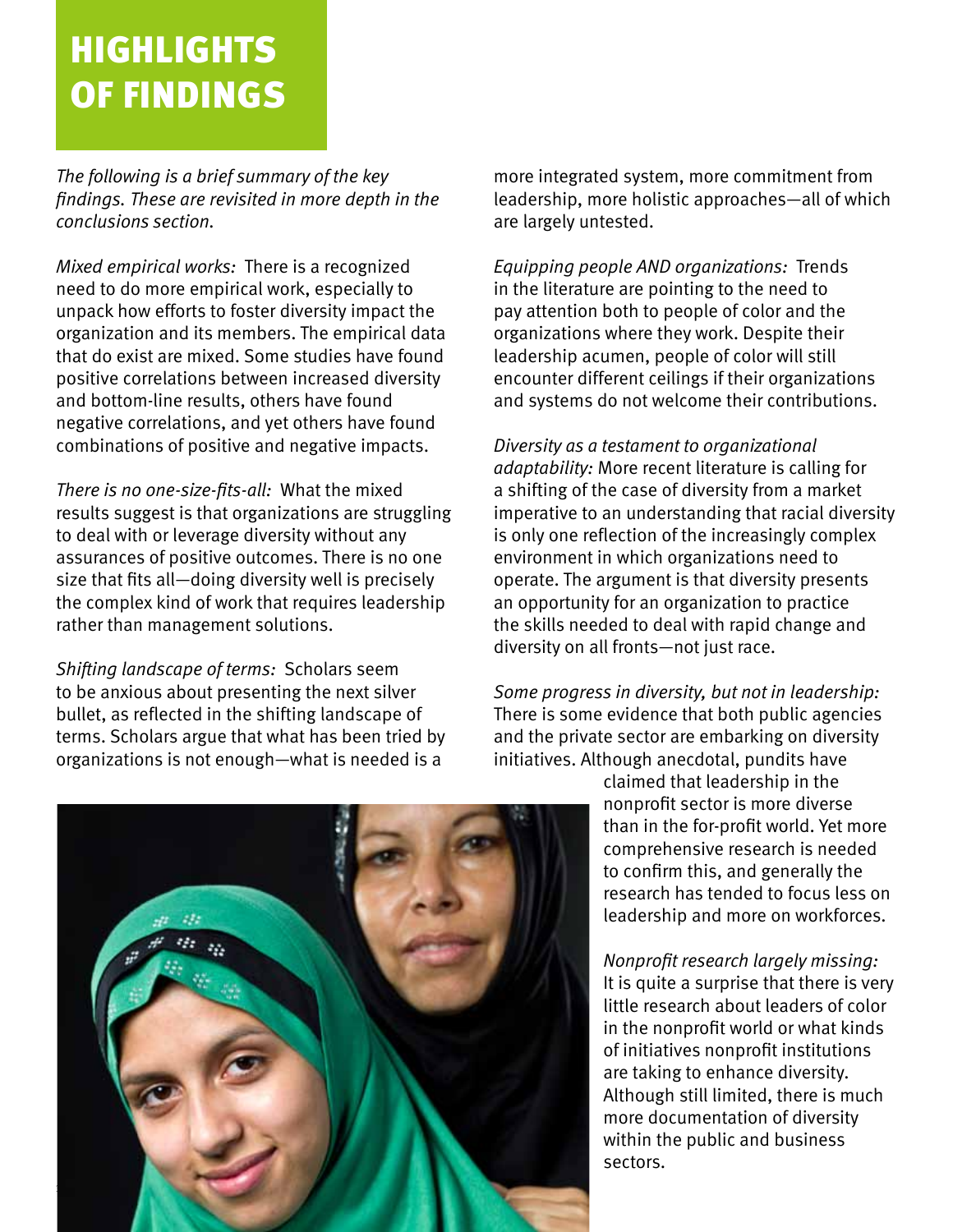# HIGHLIGHTS OF FINDINGS

*The following is a brief summary of the key findings. These are revisited in more depth in the conclusions section.*

*Mixed empirical works:* There is a recognized need to do more empirical work, especially to unpack how efforts to foster diversity impact the organization and its members. The empirical data that do exist are mixed. Some studies have found positive correlations between increased diversity and bottom-line results, others have found negative correlations, and yet others have found combinations of positive and negative impacts.

*There is no one-size-fits-all:* What the mixed results suggest is that organizations are struggling to deal with or leverage diversity without any assurances of positive outcomes. There is no one size that fits all—doing diversity well is precisely the complex kind of work that requires leadership rather than management solutions.

*Shifting landscape of terms:* Scholars seem to be anxious about presenting the next silver bullet, as reflected in the shifting landscape of terms. Scholars argue that what has been tried by organizations is not enough—what is needed is a more integrated system, more commitment from leadership, more holistic approaches—all of which are largely untested.

*Equipping people AND organizations:* Trends in the literature are pointing to the need to pay attention both to people of color and the organizations where they work. Despite their leadership acumen, people of color will still encounter different ceilings if their organizations and systems do not welcome their contributions.

*Diversity as a testament to organizational adaptability:* More recent literature is calling for a shifting of the case of diversity from a market imperative to an understanding that racial diversity is only one reflection of the increasingly complex environment in which organizations need to operate. The argument is that diversity presents an opportunity for an organization to practice the skills needed to deal with rapid change and diversity on all fronts—not just race.

*Some progress in diversity, but not in leadership:* There is some evidence that both public agencies and the private sector are embarking on diversity initiatives. Although anecdotal, pundits have claimed that leadership in the nonprofit sector is more diverse than in the for-profit world. Yet more comprehensive research is needed to confirm this, and generally the research has tended to focus less on leadership and more on workforces.

*Nonprofit research largely missing:* It is quite a surprise that there is very little research about leaders of color in the nonprofit world or what kinds of initiatives nonprofit institutions are taking to enhance diversity. Although still limited, there is much more documentation of diversity within the public and business sectors.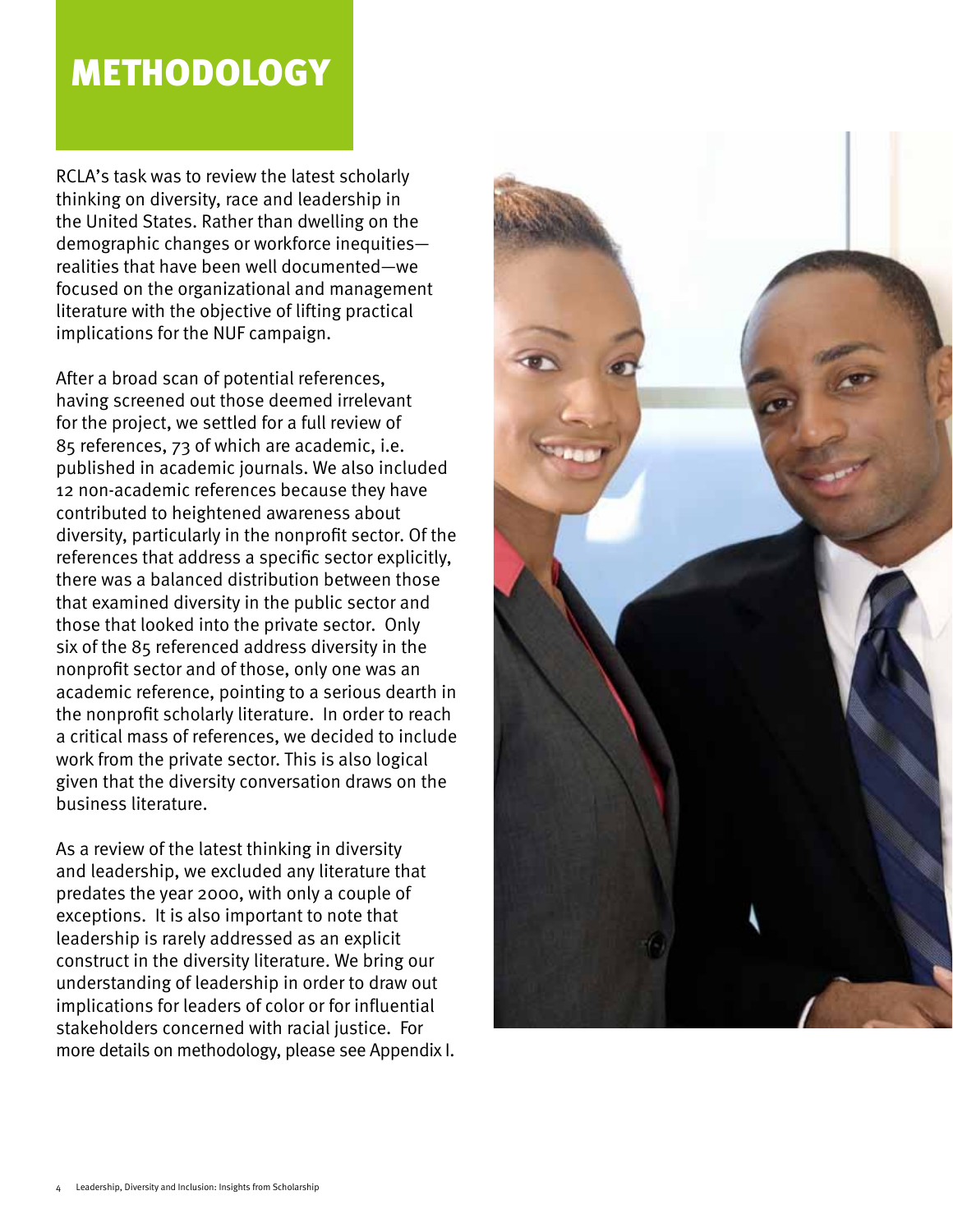# METHODOLOGY

RCLA's task was to review the latest scholarly thinking on diversity, race and leadership in the United States. Rather than dwelling on the demographic changes or workforce inequities—realities that have been well documented—we focused on the organizational and management literature with the objective of lifting practical implications for the NUF campaign.

After a broad scan of potential references, having screened out those deemed irrelevant for the project, we settled for a full review of 85 references, 73 of which are academic, i.e. published in academic journals. We also included 12 non-academic references because they have contributed to heightened awareness about diversity, particularly in the nonprofit sector. Of the references that address a specific sector explicitly, there was a balanced distribution between those that examined diversity in the public sector and those that looked into the private sector. Only six of the 85 referenced address diversity in the nonprofit sector and of those, only one was an academic reference, pointing to a serious dearth in the nonprofit scholarly literature. In order to reach a critical mass of references, we decided to include work from the private sector. This is also logical given that the diversity conversation draws on the business literature.

As a review of the latest thinking in diversity and leadership, we excluded any literature that predates the year 2000, with only a couple of exceptions. It is also important to note that leadership is rarely addressed as an explicit construct in the diversity literature. We bring our understanding of leadership in order to draw out implications for leaders of color or for influential stakeholders concerned with racial justice. For more details on methodology, please see Appendix I.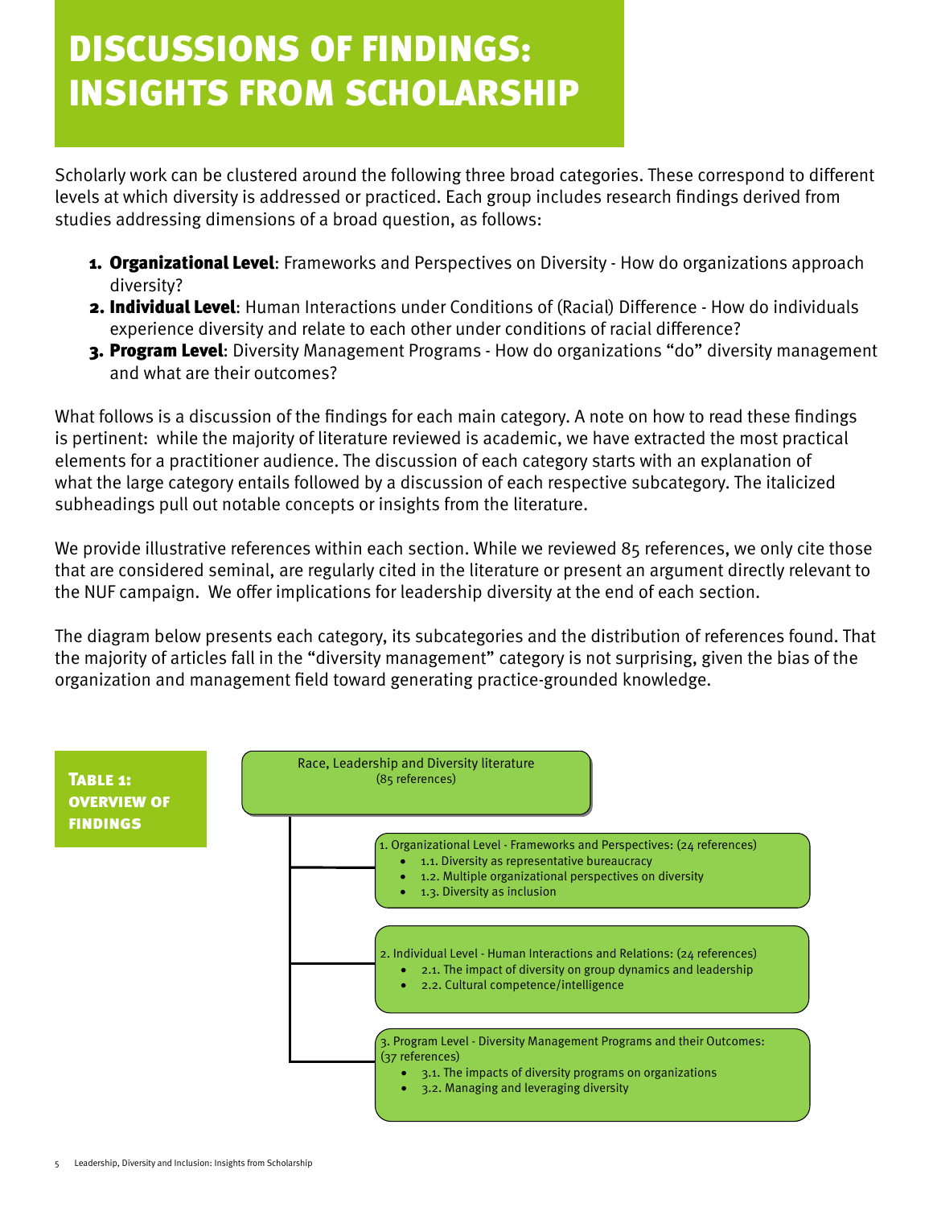# DISCUSSIONS OF FINDINGS: INSIGHTS FROM SCHOLARSHIP

Scholarly work can be clustered around the following three broad categories. These correspond to different levels at which diversity is addressed or practiced. Each group includes research findings derived from studies addressing dimensions of a broad question, as follows:

1. **Organizational Level**: Frameworks and Perspectives on Diversity - How do organizations approach diversity?
2. **Individual Level**: Human Interactions under Conditions of (Racial) Difference - How do individuals experience diversity and relate to each other under conditions of racial difference?
3. **Program Level**: Diversity Management Programs - How do organizations "do" diversity management and what are their outcomes?

What follows is a discussion of the findings for each main category. A note on how to read these findings is pertinent: while the majority of literature reviewed is academic, we have extracted the most practical elements for a practitioner audience. The discussion of each category starts with an explanation of what the large category entails followed by a discussion of each respective subcategory. The italicized subheadings pull out notable concepts or insights from the literature.

We provide illustrative references within each section. While we reviewed 85 references, we only cite those that are considered seminal, are regularly cited in the literature or present an argument directly relevant to the NUF campaign. We offer implications for leadership diversity at the end of each section.

The diagram below presents each category, its subcategories and the distribution of references found. That the majority of articles fall in the "diversity management" category is not surprising, given the bias of the organization and management field toward generating practice-grounded knowledge.

**Table 1: Overview of Findings**

Race, Leadership and Diversity literature (85 references)

- 1. Organizational Level - Frameworks and Perspectives: (24 references)
  - 1.1. Diversity as representative bureaucracy
  - 1.2. Multiple organizational perspectives on diversity
  - 1.3. Diversity as inclusion
- 2. Individual Level - Human Interactions and Relations: (24 references)
  - 2.1. The impact of diversity on group dynamics and leadership
  - 2.2. Cultural competence/intelligence
- 3. Program Level - Diversity Management Programs and their Outcomes: (37 references)
  - 3.1. The impacts of diversity programs on organizations
  - 3.2. Managing and leveraging diversity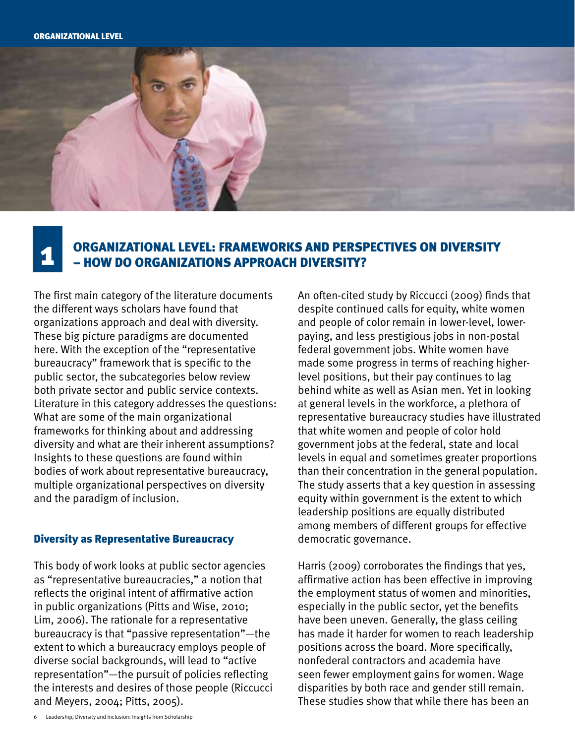# 1 ORGANIZATIONAL LEVEL: FRAMEWORKS AND PERSPECTIVES ON DIVERSITY – HOW DO ORGANIZATIONS APPROACH DIVERSITY?

The first main category of the literature documents the different ways scholars have found that organizations approach and deal with diversity. These big picture paradigms are documented here. With the exception of the "representative bureaucracy" framework that is specific to the public sector, the subcategories below review both private sector and public service contexts. Literature in this category addresses the questions: What are some of the main organizational frameworks for thinking about and addressing diversity and what are their inherent assumptions? Insights to these questions are found within bodies of work about representative bureaucracy, multiple organizational perspectives on diversity and the paradigm of inclusion.

### Diversity as Representative Bureaucracy

This body of work looks at public sector agencies as "representative bureaucracies," a notion that reflects the original intent of affirmative action in public organizations (Pitts and Wise, 2010; Lim, 2006). The rationale for a representative bureaucracy is that "passive representation"—the extent to which a bureaucracy employs people of diverse social backgrounds, will lead to "active representation"—the pursuit of policies reflecting the interests and desires of those people (Riccucci and Meyers, 2004; Pitts, 2005).

An often-cited study by Riccucci (2009) finds that despite continued calls for equity, white women and people of color remain in lower-level, lower-paying, and less prestigious jobs in non-postal federal government jobs. White women have made some progress in terms of reaching higher-level positions, but their pay continues to lag behind white as well as Asian men. Yet in looking at general levels in the workforce, a plethora of representative bureaucracy studies have illustrated that white women and people of color hold government jobs at the federal, state and local levels in equal and sometimes greater proportions than their concentration in the general population. The study asserts that a key question in assessing equity within government is the extent to which leadership positions are equally distributed among members of different groups for effective democratic governance.

Harris (2009) corroborates the findings that yes, affirmative action has been effective in improving the employment status of women and minorities, especially in the public sector, yet the benefits have been uneven. Generally, the glass ceiling has made it harder for women to reach leadership positions across the board. More specifically, nonfederal contractors and academia have seen fewer employment gains for women. Wage disparities by both race and gender still remain. These studies show that while there has been an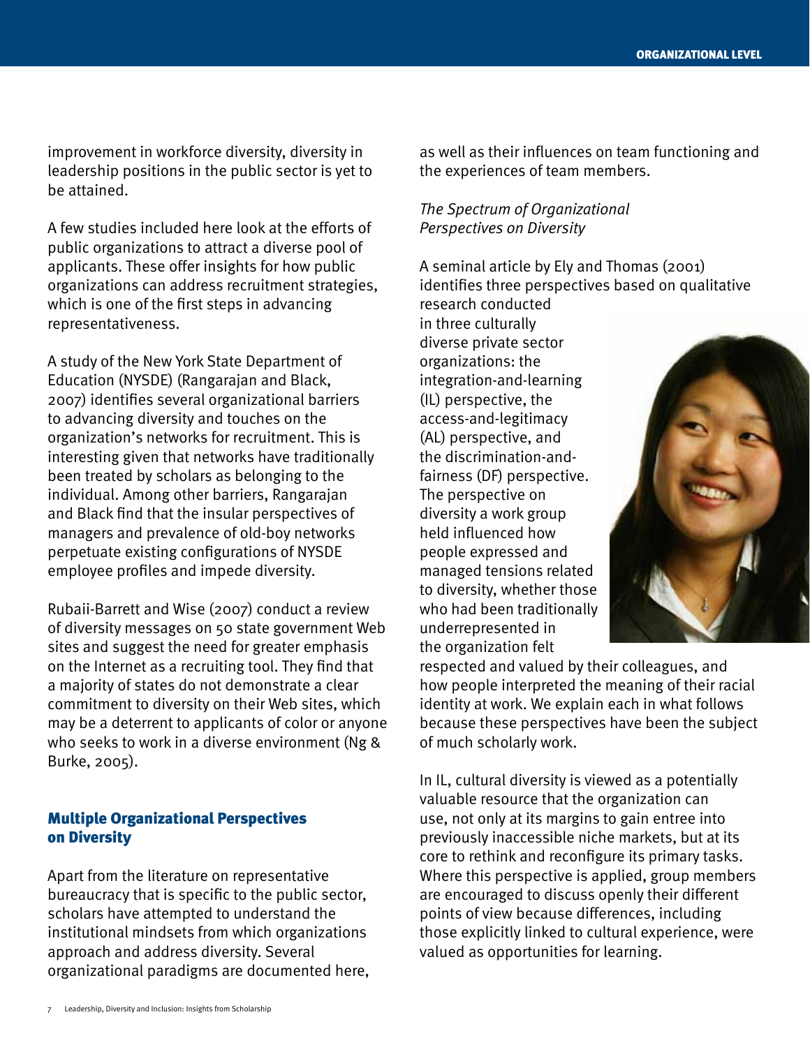improvement in workforce diversity, diversity in leadership positions in the public sector is yet to be attained.

A few studies included here look at the efforts of public organizations to attract a diverse pool of applicants. These offer insights for how public organizations can address recruitment strategies, which is one of the first steps in advancing representativeness.

A study of the New York State Department of Education (NYSDE) (Rangarajan and Black, 2007) identifies several organizational barriers to advancing diversity and touches on the organization's networks for recruitment. This is interesting given that networks have traditionally been treated by scholars as belonging to the individual. Among other barriers, Rangarajan and Black find that the insular perspectives of managers and prevalence of old-boy networks perpetuate existing configurations of NYSDE employee profiles and impede diversity.

Rubaii-Barrett and Wise (2007) conduct a review of diversity messages on 50 state government Web sites and suggest the need for greater emphasis on the Internet as a recruiting tool. They find that a majority of states do not demonstrate a clear commitment to diversity on their Web sites, which may be a deterrent to applicants of color or anyone who seeks to work in a diverse environment (Ng & Burke, 2005).

## Multiple Organizational Perspectives on Diversity

Apart from the literature on representative bureaucracy that is specific to the public sector, scholars have attempted to understand the institutional mindsets from which organizations approach and address diversity. Several organizational paradigms are documented here, as well as their influences on team functioning and the experiences of team members.

*The Spectrum of Organizational Perspectives on Diversity*

A seminal article by Ely and Thomas (2001) identifies three perspectives based on qualitative research conducted in three culturally diverse private sector organizations: the integration-and-learning (IL) perspective, the access-and-legitimacy (AL) perspective, and the discrimination-and-fairness (DF) perspective. The perspective on diversity a work group held influenced how people expressed and managed tensions related to diversity, whether those who had been traditionally underrepresented in the organization felt respected and valued by their colleagues, and how people interpreted the meaning of their racial identity at work. We explain each in what follows because these perspectives have been the subject of much scholarly work.

In IL, cultural diversity is viewed as a potentially valuable resource that the organization can use, not only at its margins to gain entree into previously inaccessible niche markets, but at its core to rethink and reconfigure its primary tasks. Where this perspective is applied, group members are encouraged to discuss openly their different points of view because differences, including those explicitly linked to cultural experience, were valued as opportunities for learning.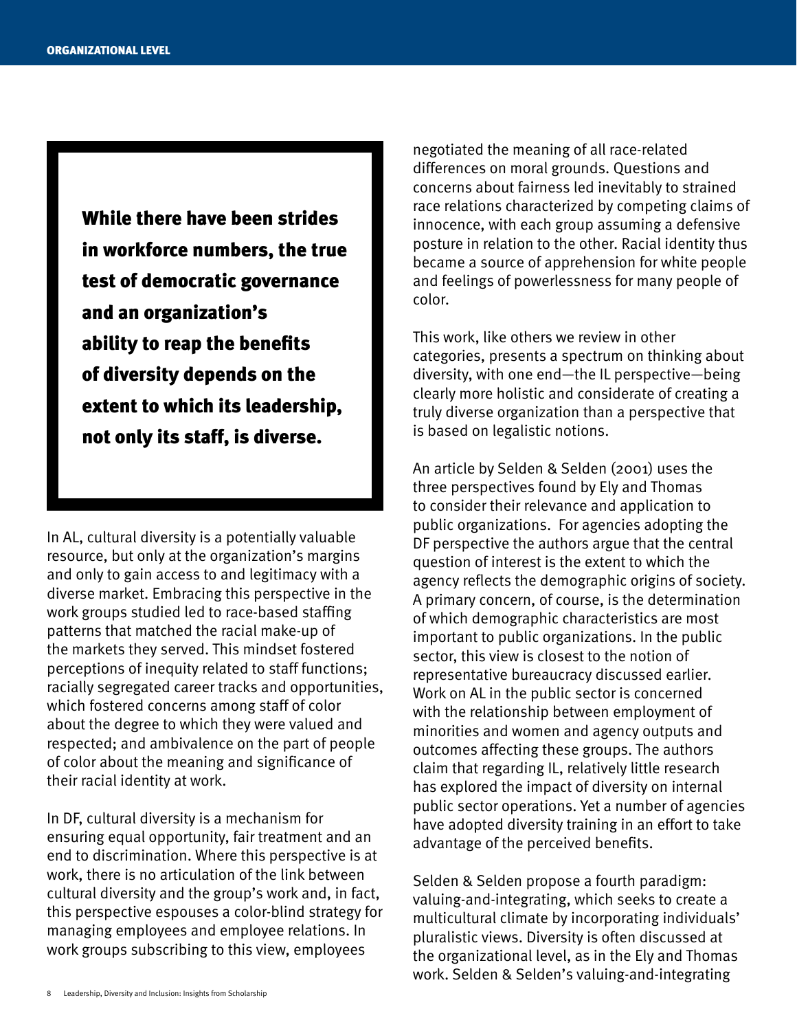**While there have been strides in workforce numbers, the true test of democratic governance and an organization's ability to reap the benefits of diversity depends on the extent to which its leadership, not only its staff, is diverse.**

In AL, cultural diversity is a potentially valuable resource, but only at the organization's margins and only to gain access to and legitimacy with a diverse market. Embracing this perspective in the work groups studied led to race-based staffing patterns that matched the racial make-up of the markets they served. This mindset fostered perceptions of inequity related to staff functions; racially segregated career tracks and opportunities, which fostered concerns among staff of color about the degree to which they were valued and respected; and ambivalence on the part of people of color about the meaning and significance of their racial identity at work.

In DF, cultural diversity is a mechanism for ensuring equal opportunity, fair treatment and an end to discrimination. Where this perspective is at work, there is no articulation of the link between cultural diversity and the group's work and, in fact, this perspective espouses a color-blind strategy for managing employees and employee relations. In work groups subscribing to this view, employees negotiated the meaning of all race-related differences on moral grounds. Questions and concerns about fairness led inevitably to strained race relations characterized by competing claims of innocence, with each group assuming a defensive posture in relation to the other. Racial identity thus became a source of apprehension for white people and feelings of powerlessness for many people of color.

This work, like others we review in other categories, presents a spectrum on thinking about diversity, with one end—the IL perspective—being clearly more holistic and considerate of creating a truly diverse organization than a perspective that is based on legalistic notions.

An article by Selden & Selden (2001) uses the three perspectives found by Ely and Thomas to consider their relevance and application to public organizations. For agencies adopting the DF perspective the authors argue that the central question of interest is the extent to which the agency reflects the demographic origins of society. A primary concern, of course, is the determination of which demographic characteristics are most important to public organizations. In the public sector, this view is closest to the notion of representative bureaucracy discussed earlier. Work on AL in the public sector is concerned with the relationship between employment of minorities and women and agency outputs and outcomes affecting these groups. The authors claim that regarding IL, relatively little research has explored the impact of diversity on internal public sector operations. Yet a number of agencies have adopted diversity training in an effort to take advantage of the perceived benefits.

Selden & Selden propose a fourth paradigm: valuing-and-integrating, which seeks to create a multicultural climate by incorporating individuals' pluralistic views. Diversity is often discussed at the organizational level, as in the Ely and Thomas work. Selden & Selden's valuing-and-integrating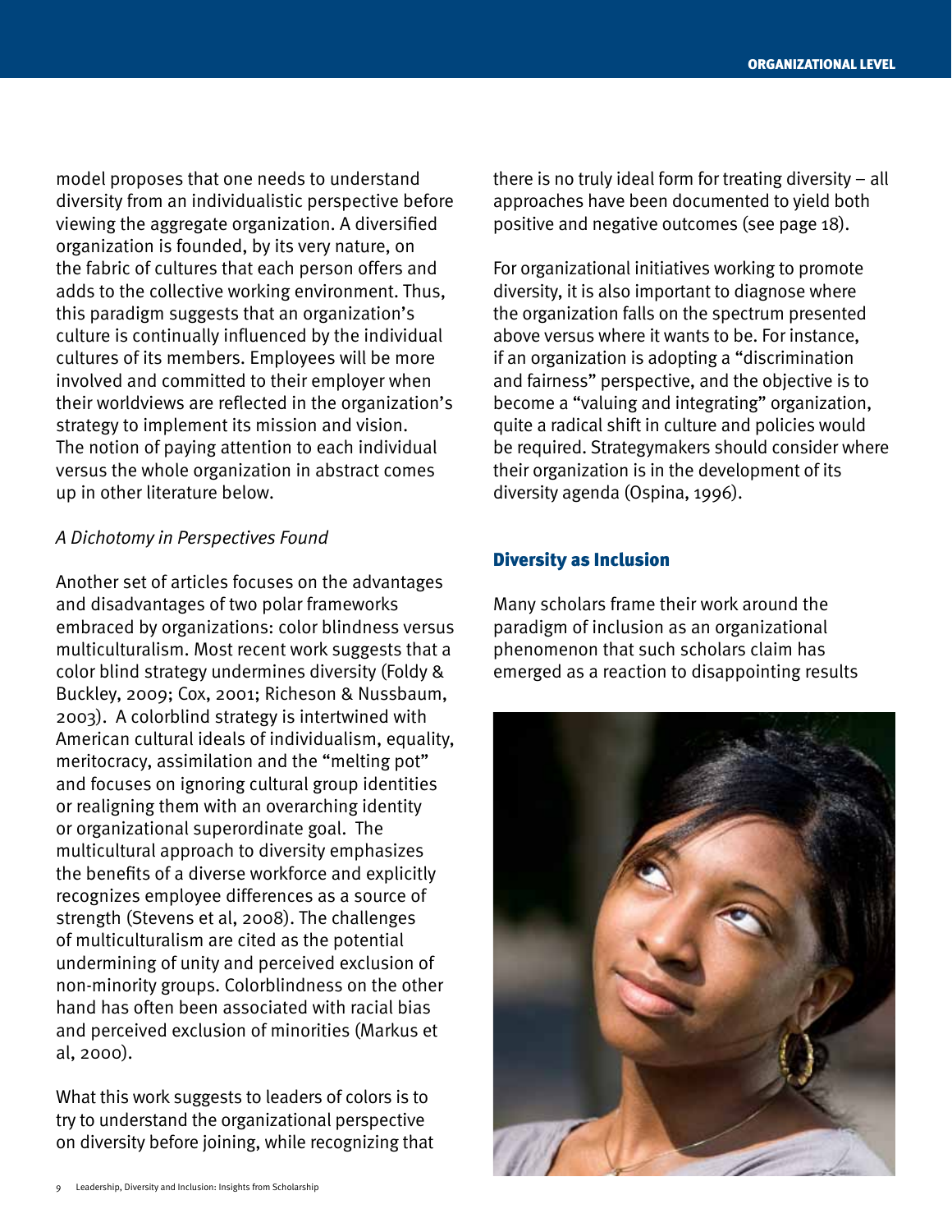model proposes that one needs to understand diversity from an individualistic perspective before viewing the aggregate organization. A diversified organization is founded, by its very nature, on the fabric of cultures that each person offers and adds to the collective working environment. Thus, this paradigm suggests that an organization's culture is continually influenced by the individual cultures of its members. Employees will be more involved and committed to their employer when their worldviews are reflected in the organization's strategy to implement its mission and vision. The notion of paying attention to each individual versus the whole organization in abstract comes up in other literature below.

*A Dichotomy in Perspectives Found*

Another set of articles focuses on the advantages and disadvantages of two polar frameworks embraced by organizations: color blindness versus multiculturalism. Most recent work suggests that a color blind strategy undermines diversity (Foldy & Buckley, 2009; Cox, 2001; Richeson & Nussbaum, 2003). A colorblind strategy is intertwined with American cultural ideals of individualism, equality, meritocracy, assimilation and the "melting pot" and focuses on ignoring cultural group identities or realigning them with an overarching identity or organizational superordinate goal. The multicultural approach to diversity emphasizes the benefits of a diverse workforce and explicitly recognizes employee differences as a source of strength (Stevens et al, 2008). The challenges of multiculturalism are cited as the potential undermining of unity and perceived exclusion of non-minority groups. Colorblindness on the other hand has often been associated with racial bias and perceived exclusion of minorities (Markus et al, 2000).

What this work suggests to leaders of colors is to try to understand the organizational perspective on diversity before joining, while recognizing that there is no truly ideal form for treating diversity – all approaches have been documented to yield both positive and negative outcomes (see page 18).

For organizational initiatives working to promote diversity, it is also important to diagnose where the organization falls on the spectrum presented above versus where it wants to be. For instance, if an organization is adopting a "discrimination and fairness" perspective, and the objective is to become a "valuing and integrating" organization, quite a radical shift in culture and policies would be required. Strategymakers should consider where their organization is in the development of its diversity agenda (Ospina, 1996).

## Diversity as Inclusion

Many scholars frame their work around the paradigm of inclusion as an organizational phenomenon that such scholars claim has emerged as a reaction to disappointing results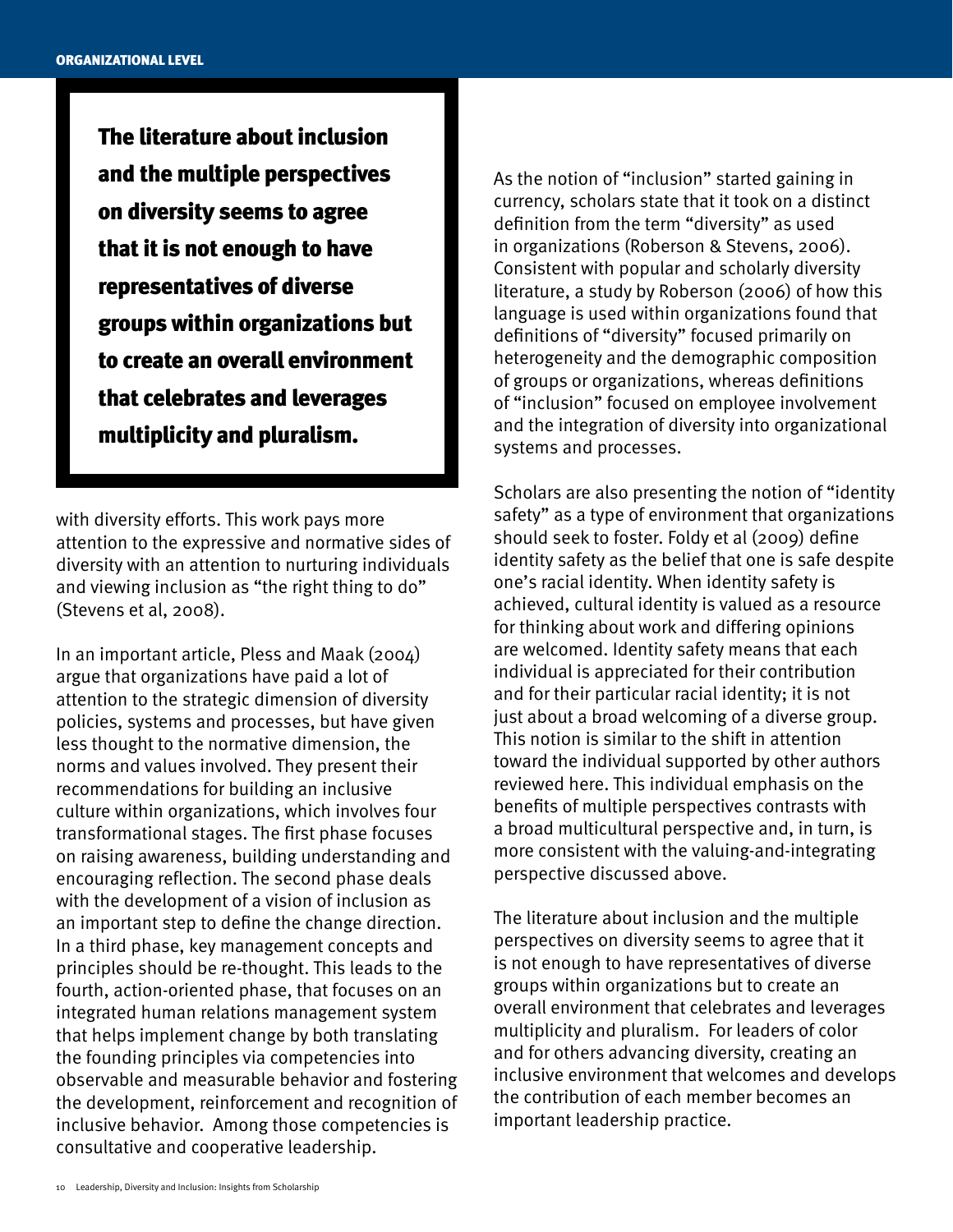> **The literature about inclusion and the multiple perspectives on diversity seems to agree that it is not enough to have representatives of diverse groups within organizations but to create an overall environment that celebrates and leverages multiplicity and pluralism.**

with diversity efforts. This work pays more attention to the expressive and normative sides of diversity with an attention to nurturing individuals and viewing inclusion as "the right thing to do" (Stevens et al, 2008).

In an important article, Pless and Maak (2004) argue that organizations have paid a lot of attention to the strategic dimension of diversity policies, systems and processes, but have given less thought to the normative dimension, the norms and values involved. They present their recommendations for building an inclusive culture within organizations, which involves four transformational stages. The first phase focuses on raising awareness, building understanding and encouraging reflection. The second phase deals with the development of a vision of inclusion as an important step to define the change direction. In a third phase, key management concepts and principles should be re-thought. This leads to the fourth, action-oriented phase, that focuses on an integrated human relations management system that helps implement change by both translating the founding principles via competencies into observable and measurable behavior and fostering the development, reinforcement and recognition of inclusive behavior. Among those competencies is consultative and cooperative leadership.

As the notion of "inclusion" started gaining in currency, scholars state that it took on a distinct definition from the term "diversity" as used in organizations (Roberson & Stevens, 2006). Consistent with popular and scholarly diversity literature, a study by Roberson (2006) of how this language is used within organizations found that definitions of "diversity" focused primarily on heterogeneity and the demographic composition of groups or organizations, whereas definitions of "inclusion" focused on employee involvement and the integration of diversity into organizational systems and processes.

Scholars are also presenting the notion of "identity safety" as a type of environment that organizations should seek to foster. Foldy et al (2009) define identity safety as the belief that one is safe despite one's racial identity. When identity safety is achieved, cultural identity is valued as a resource for thinking about work and differing opinions are welcomed. Identity safety means that each individual is appreciated for their contribution and for their particular racial identity; it is not just about a broad welcoming of a diverse group. This notion is similar to the shift in attention toward the individual supported by other authors reviewed here. This individual emphasis on the benefits of multiple perspectives contrasts with a broad multicultural perspective and, in turn, is more consistent with the valuing-and-integrating perspective discussed above.

The literature about inclusion and the multiple perspectives on diversity seems to agree that it is not enough to have representatives of diverse groups within organizations but to create an overall environment that celebrates and leverages multiplicity and pluralism. For leaders of color and for others advancing diversity, creating an inclusive environment that welcomes and develops the contribution of each member becomes an important leadership practice.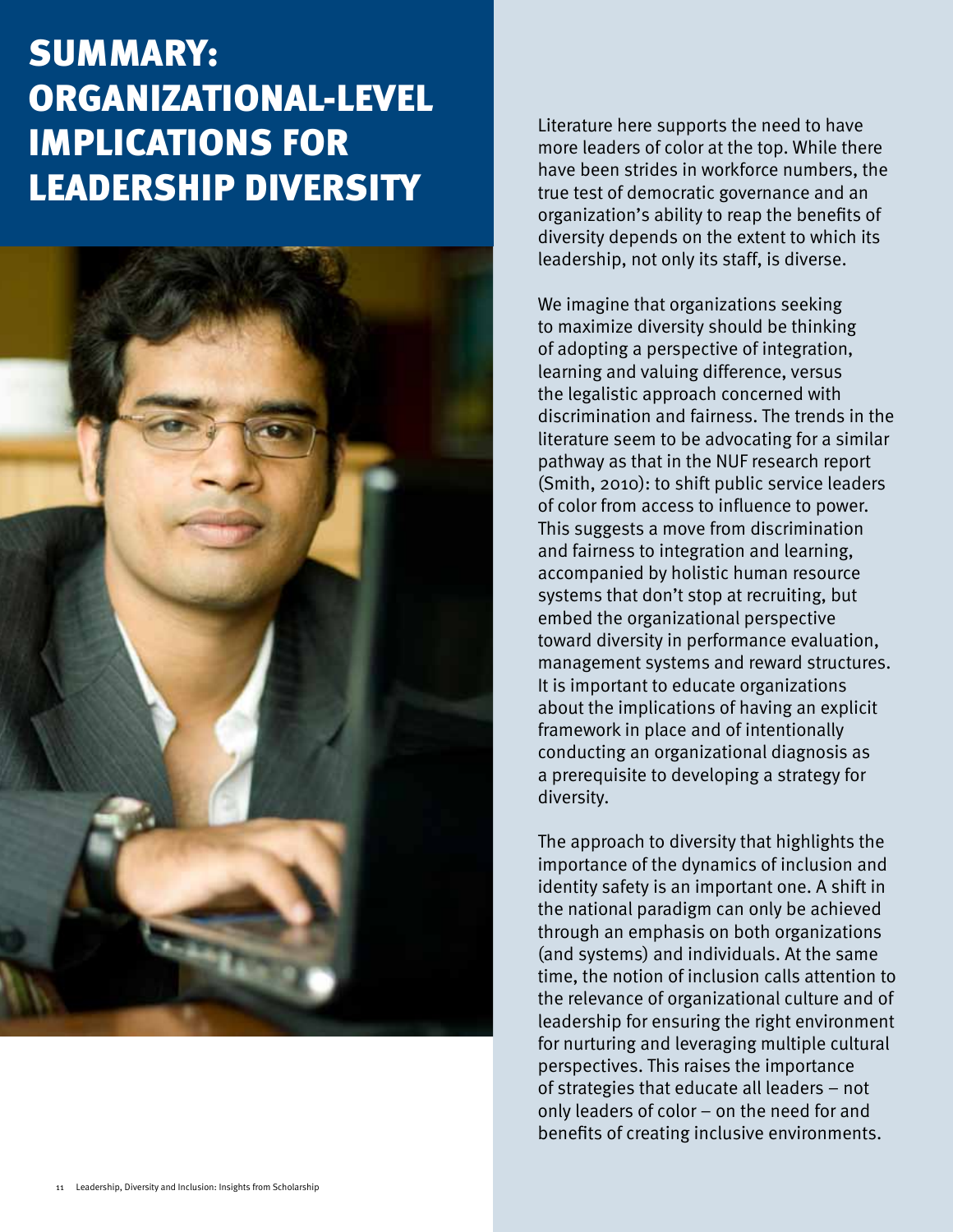# SUMMARY: ORGANIZATIONAL-LEVEL IMPLICATIONS FOR LEADERSHIP DIVERSITY

Literature here supports the need to have more leaders of color at the top. While there have been strides in workforce numbers, the true test of democratic governance and an organization's ability to reap the benefits of diversity depends on the extent to which its leadership, not only its staff, is diverse.

We imagine that organizations seeking to maximize diversity should be thinking of adopting a perspective of integration, learning and valuing difference, versus the legalistic approach concerned with discrimination and fairness. The trends in the literature seem to be advocating for a similar pathway as that in the NUF research report (Smith, 2010): to shift public service leaders of color from access to influence to power. This suggests a move from discrimination and fairness to integration and learning, accompanied by holistic human resource systems that don't stop at recruiting, but embed the organizational perspective toward diversity in performance evaluation, management systems and reward structures. It is important to educate organizations about the implications of having an explicit framework in place and of intentionally conducting an organizational diagnosis as a prerequisite to developing a strategy for diversity.

The approach to diversity that highlights the importance of the dynamics of inclusion and identity safety is an important one. A shift in the national paradigm can only be achieved through an emphasis on both organizations (and systems) and individuals. At the same time, the notion of inclusion calls attention to the relevance of organizational culture and of leadership for ensuring the right environment for nurturing and leveraging multiple cultural perspectives. This raises the importance of strategies that educate all leaders – not only leaders of color – on the need for and benefits of creating inclusive environments.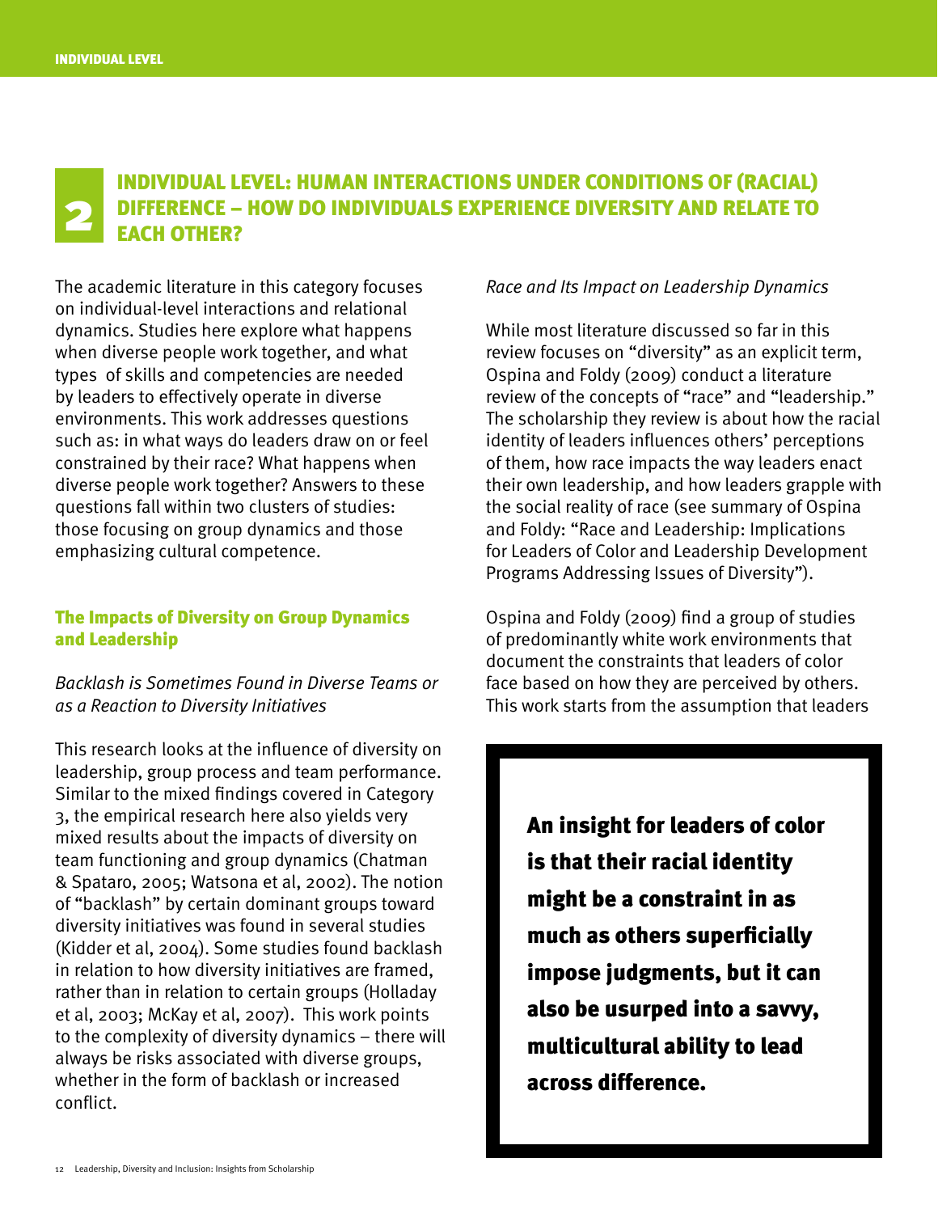## 2 INDIVIDUAL LEVEL: HUMAN INTERACTIONS UNDER CONDITIONS OF (RACIAL) DIFFERENCE – HOW DO INDIVIDUALS EXPERIENCE DIVERSITY AND RELATE TO EACH OTHER?

The academic literature in this category focuses on individual-level interactions and relational dynamics. Studies here explore what happens when diverse people work together, and what types of skills and competencies are needed by leaders to effectively operate in diverse environments. This work addresses questions such as: in what ways do leaders draw on or feel constrained by their race? What happens when diverse people work together? Answers to these questions fall within two clusters of studies: those focusing on group dynamics and those emphasizing cultural competence.

### The Impacts of Diversity on Group Dynamics and Leadership

*Backlash is Sometimes Found in Diverse Teams or as a Reaction to Diversity Initiatives*

This research looks at the influence of diversity on leadership, group process and team performance. Similar to the mixed findings covered in Category 3, the empirical research here also yields very mixed results about the impacts of diversity on team functioning and group dynamics (Chatman & Spataro, 2005; Watsona et al, 2002). The notion of "backlash" by certain dominant groups toward diversity initiatives was found in several studies (Kidder et al, 2004). Some studies found backlash in relation to how diversity initiatives are framed, rather than in relation to certain groups (Holladay et al, 2003; McKay et al, 2007). This work points to the complexity of diversity dynamics – there will always be risks associated with diverse groups, whether in the form of backlash or increased conflict.

*Race and Its Impact on Leadership Dynamics*

While most literature discussed so far in this review focuses on "diversity" as an explicit term, Ospina and Foldy (2009) conduct a literature review of the concepts of "race" and "leadership." The scholarship they review is about how the racial identity of leaders influences others' perceptions of them, how race impacts the way leaders enact their own leadership, and how leaders grapple with the social reality of race (see summary of Ospina and Foldy: "Race and Leadership: Implications for Leaders of Color and Leadership Development Programs Addressing Issues of Diversity").

Ospina and Foldy (2009) find a group of studies of predominantly white work environments that document the constraints that leaders of color face based on how they are perceived by others. This work starts from the assumption that leaders

> **An insight for leaders of color is that their racial identity might be a constraint in as much as others superficially impose judgments, but it can also be usurped into a savvy, multicultural ability to lead across difference.**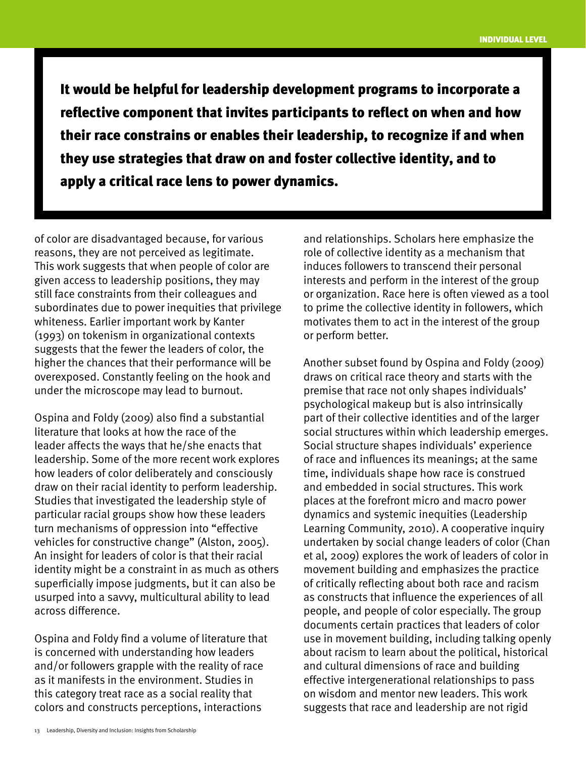**It would be helpful for leadership development programs to incorporate a reflective component that invites participants to reflect on when and how their race constrains or enables their leadership, to recognize if and when they use strategies that draw on and foster collective identity, and to apply a critical race lens to power dynamics.**

of color are disadvantaged because, for various reasons, they are not perceived as legitimate. This work suggests that when people of color are given access to leadership positions, they may still face constraints from their colleagues and subordinates due to power inequities that privilege whiteness. Earlier important work by Kanter (1993) on tokenism in organizational contexts suggests that the fewer the leaders of color, the higher the chances that their performance will be overexposed. Constantly feeling on the hook and under the microscope may lead to burnout.

Ospina and Foldy (2009) also find a substantial literature that looks at how the race of the leader affects the ways that he/she enacts that leadership. Some of the more recent work explores how leaders of color deliberately and consciously draw on their racial identity to perform leadership. Studies that investigated the leadership style of particular racial groups show how these leaders turn mechanisms of oppression into "effective vehicles for constructive change" (Alston, 2005). An insight for leaders of color is that their racial identity might be a constraint in as much as others superficially impose judgments, but it can also be usurped into a savvy, multicultural ability to lead across difference.

Ospina and Foldy find a volume of literature that is concerned with understanding how leaders and/or followers grapple with the reality of race as it manifests in the environment. Studies in this category treat race as a social reality that colors and constructs perceptions, interactions and relationships. Scholars here emphasize the role of collective identity as a mechanism that induces followers to transcend their personal interests and perform in the interest of the group or organization. Race here is often viewed as a tool to prime the collective identity in followers, which motivates them to act in the interest of the group or perform better.

Another subset found by Ospina and Foldy (2009) draws on critical race theory and starts with the premise that race not only shapes individuals' psychological makeup but is also intrinsically part of their collective identities and of the larger social structures within which leadership emerges. Social structure shapes individuals' experience of race and influences its meanings; at the same time, individuals shape how race is construed and embedded in social structures. This work places at the forefront micro and macro power dynamics and systemic inequities (Leadership Learning Community, 2010). A cooperative inquiry undertaken by social change leaders of color (Chan et al, 2009) explores the work of leaders of color in movement building and emphasizes the practice of critically reflecting about both race and racism as constructs that influence the experiences of all people, and people of color especially. The group documents certain practices that leaders of color use in movement building, including talking openly about racism to learn about the political, historical and cultural dimensions of race and building effective intergenerational relationships to pass on wisdom and mentor new leaders. This work suggests that race and leadership are not rigid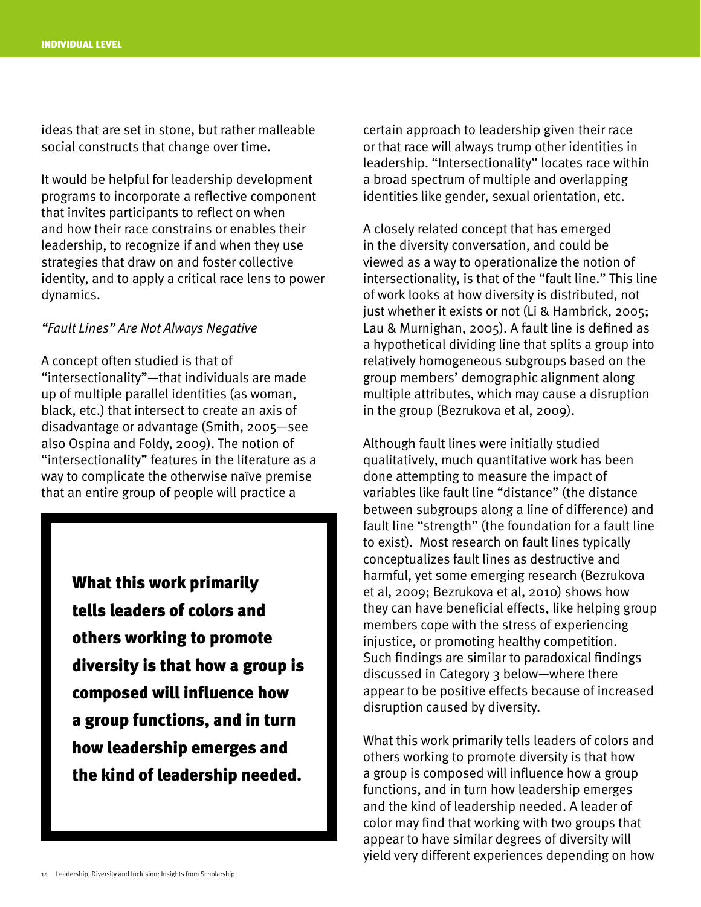ideas that are set in stone, but rather malleable social constructs that change over time.

It would be helpful for leadership development programs to incorporate a reflective component that invites participants to reflect on when and how their race constrains or enables their leadership, to recognize if and when they use strategies that draw on and foster collective identity, and to apply a critical race lens to power dynamics.

*"Fault Lines" Are Not Always Negative*

A concept often studied is that of "intersectionality"—that individuals are made up of multiple parallel identities (as woman, black, etc.) that intersect to create an axis of disadvantage or advantage (Smith, 2005—see also Ospina and Foldy, 2009). The notion of "intersectionality" features in the literature as a way to complicate the otherwise naïve premise that an entire group of people will practice a certain approach to leadership given their race or that race will always trump other identities in leadership. "Intersectionality" locates race within a broad spectrum of multiple and overlapping identities like gender, sexual orientation, etc.

> **What this work primarily tells leaders of colors and others working to promote diversity is that how a group is composed will influence how a group functions, and in turn how leadership emerges and the kind of leadership needed.**

A closely related concept that has emerged in the diversity conversation, and could be viewed as a way to operationalize the notion of intersectionality, is that of the "fault line." This line of work looks at how diversity is distributed, not just whether it exists or not (Li & Hambrick, 2005; Lau & Murnighan, 2005). A fault line is defined as a hypothetical dividing line that splits a group into relatively homogeneous subgroups based on the group members' demographic alignment along multiple attributes, which may cause a disruption in the group (Bezrukova et al, 2009).

Although fault lines were initially studied qualitatively, much quantitative work has been done attempting to measure the impact of variables like fault line "distance" (the distance between subgroups along a line of difference) and fault line "strength" (the foundation for a fault line to exist). Most research on fault lines typically conceptualizes fault lines as destructive and harmful, yet some emerging research (Bezrukova et al, 2009; Bezrukova et al, 2010) shows how they can have beneficial effects, like helping group members cope with the stress of experiencing injustice, or promoting healthy competition. Such findings are similar to paradoxical findings discussed in Category 3 below—where there appear to be positive effects because of increased disruption caused by diversity.

What this work primarily tells leaders of colors and others working to promote diversity is that how a group is composed will influence how a group functions, and in turn how leadership emerges and the kind of leadership needed. A leader of color may find that working with two groups that appear to have similar degrees of diversity will yield very different experiences depending on how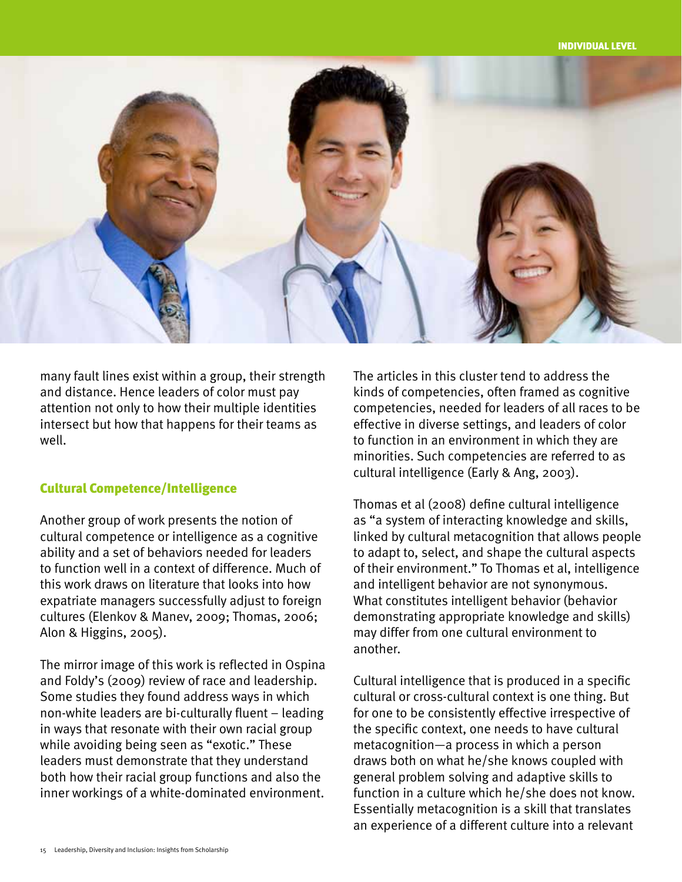many fault lines exist within a group, their strength and distance. Hence leaders of color must pay attention not only to how their multiple identities intersect but how that happens for their teams as well.

## Cultural Competence/Intelligence

Another group of work presents the notion of cultural competence or intelligence as a cognitive ability and a set of behaviors needed for leaders to function well in a context of difference. Much of this work draws on literature that looks into how expatriate managers successfully adjust to foreign cultures (Elenkov & Manev, 2009; Thomas, 2006; Alon & Higgins, 2005).

The mirror image of this work is reflected in Ospina and Foldy's (2009) review of race and leadership. Some studies they found address ways in which non-white leaders are bi-culturally fluent – leading in ways that resonate with their own racial group while avoiding being seen as "exotic." These leaders must demonstrate that they understand both how their racial group functions and also the inner workings of a white-dominated environment.

The articles in this cluster tend to address the kinds of competencies, often framed as cognitive competencies, needed for leaders of all races to be effective in diverse settings, and leaders of color to function in an environment in which they are minorities. Such competencies are referred to as cultural intelligence (Early & Ang, 2003).

Thomas et al (2008) define cultural intelligence as "a system of interacting knowledge and skills, linked by cultural metacognition that allows people to adapt to, select, and shape the cultural aspects of their environment." To Thomas et al, intelligence and intelligent behavior are not synonymous. What constitutes intelligent behavior (behavior demonstrating appropriate knowledge and skills) may differ from one cultural environment to another.

Cultural intelligence that is produced in a specific cultural or cross-cultural context is one thing. But for one to be consistently effective irrespective of the specific context, one needs to have cultural metacognition—a process in which a person draws both on what he/she knows coupled with general problem solving and adaptive skills to function in a culture which he/she does not know. Essentially metacognition is a skill that translates an experience of a different culture into a relevant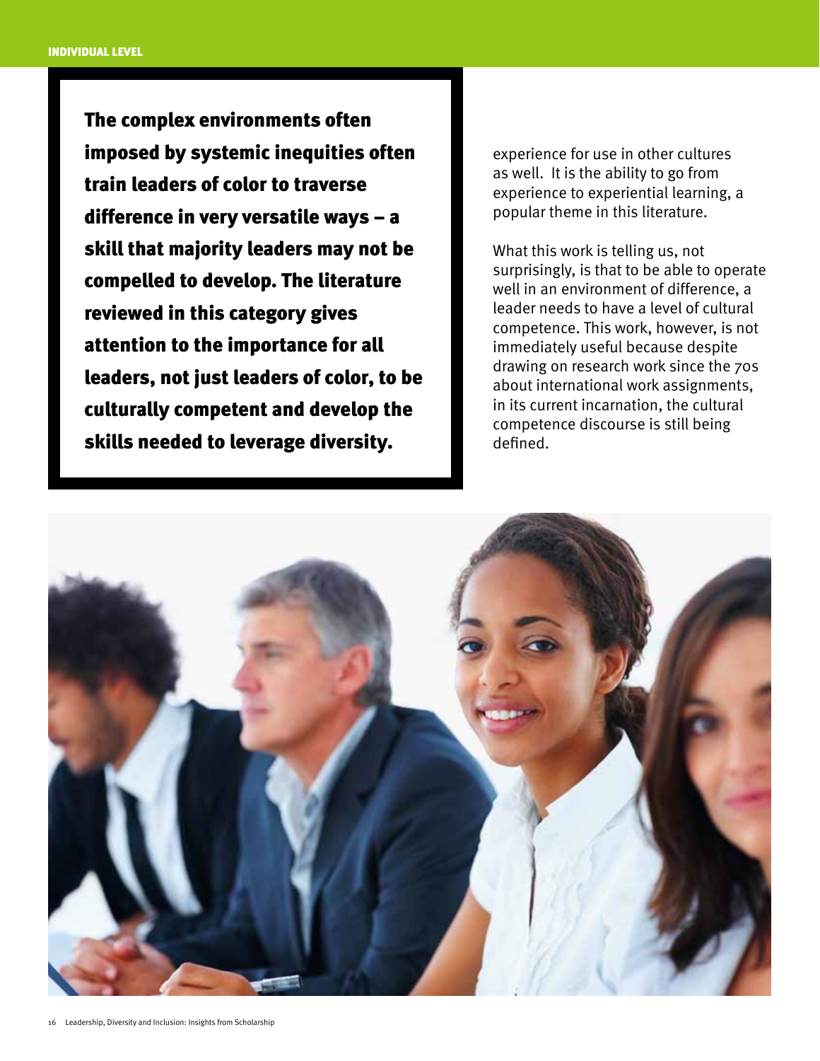**The complex environments often imposed by systemic inequities often train leaders of color to traverse difference in very versatile ways – a skill that majority leaders may not be compelled to develop. The literature reviewed in this category gives attention to the importance for all leaders, not just leaders of color, to be culturally competent and develop the skills needed to leverage diversity.**

experience for use in other cultures as well. It is the ability to go from experience to experiential learning, a popular theme in this literature.

What this work is telling us, not surprisingly, is that to be able to operate well in an environment of difference, a leader needs to have a level of cultural competence. This work, however, is not immediately useful because despite drawing on research work since the 70s about international work assignments, in its current incarnation, the cultural competence discourse is still being defined.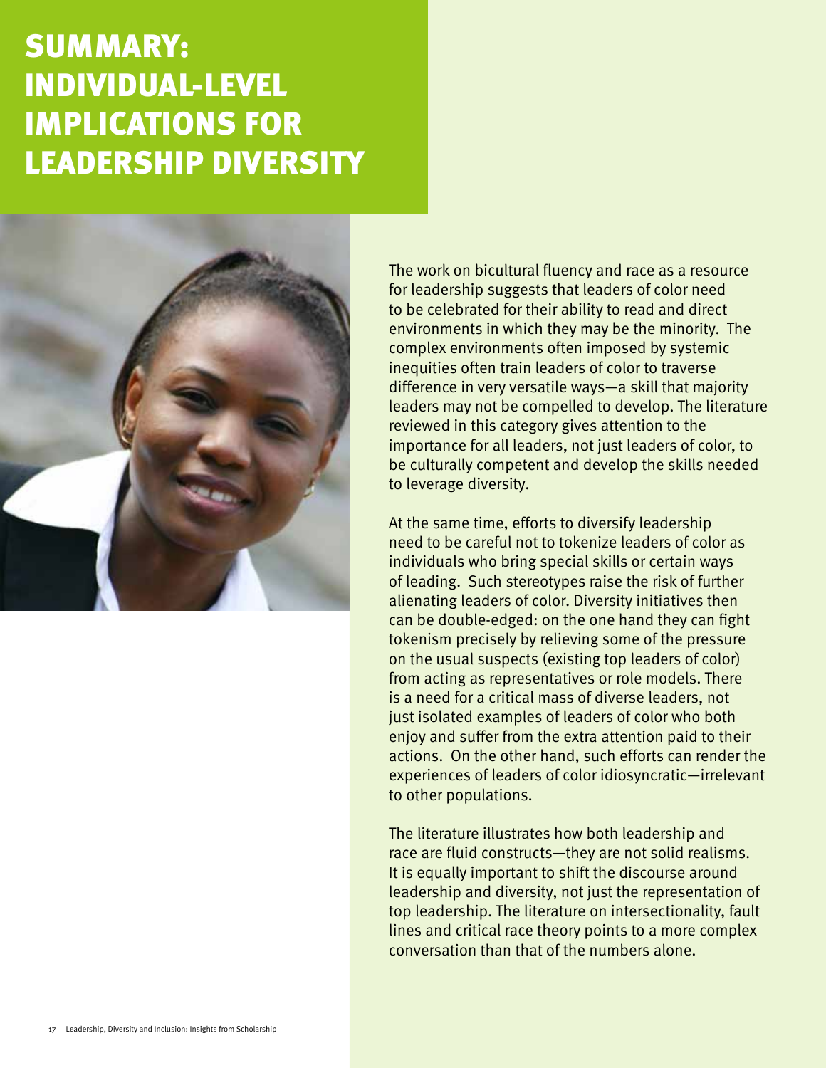# SUMMARY: INDIVIDUAL-LEVEL IMPLICATIONS FOR LEADERSHIP DIVERSITY

The work on bicultural fluency and race as a resource for leadership suggests that leaders of color need to be celebrated for their ability to read and direct environments in which they may be the minority. The complex environments often imposed by systemic inequities often train leaders of color to traverse difference in very versatile ways—a skill that majority leaders may not be compelled to develop. The literature reviewed in this category gives attention to the importance for all leaders, not just leaders of color, to be culturally competent and develop the skills needed to leverage diversity.

At the same time, efforts to diversify leadership need to be careful not to tokenize leaders of color as individuals who bring special skills or certain ways of leading. Such stereotypes raise the risk of further alienating leaders of color. Diversity initiatives then can be double-edged: on the one hand they can fight tokenism precisely by relieving some of the pressure on the usual suspects (existing top leaders of color) from acting as representatives or role models. There is a need for a critical mass of diverse leaders, not just isolated examples of leaders of color who both enjoy and suffer from the extra attention paid to their actions. On the other hand, such efforts can render the experiences of leaders of color idiosyncratic—irrelevant to other populations.

The literature illustrates how both leadership and race are fluid constructs—they are not solid realisms. It is equally important to shift the discourse around leadership and diversity, not just the representation of top leadership. The literature on intersectionality, fault lines and critical race theory points to a more complex conversation than that of the numbers alone.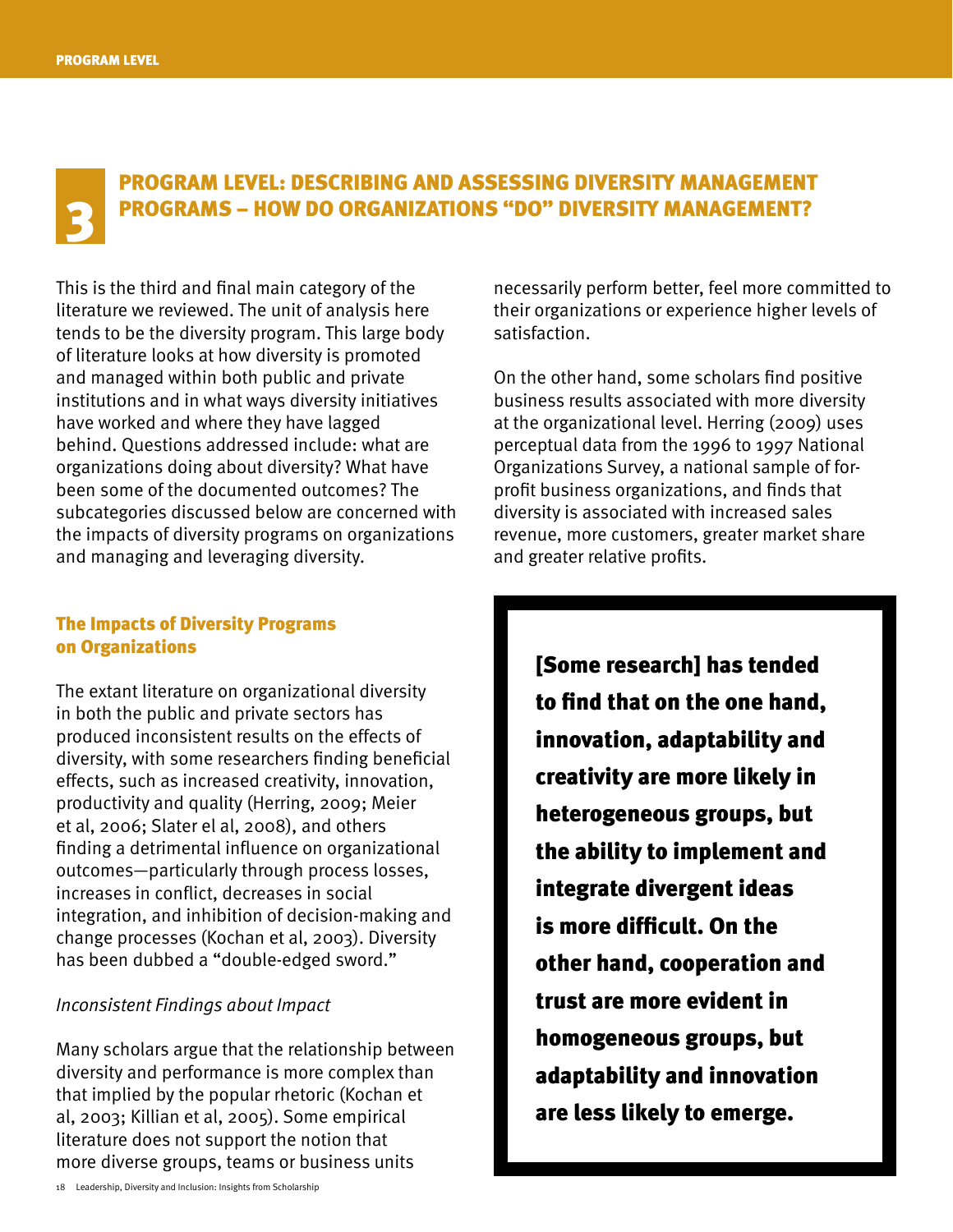# 3 PROGRAM LEVEL: DESCRIBING AND ASSESSING DIVERSITY MANAGEMENT PROGRAMS – HOW DO ORGANIZATIONS "DO" DIVERSITY MANAGEMENT?

This is the third and final main category of the literature we reviewed. The unit of analysis here tends to be the diversity program. This large body of literature looks at how diversity is promoted and managed within both public and private institutions and in what ways diversity initiatives have worked and where they have lagged behind. Questions addressed include: what are organizations doing about diversity? What have been some of the documented outcomes? The subcategories discussed below are concerned with the impacts of diversity programs on organizations and managing and leveraging diversity.

## The Impacts of Diversity Programs on Organizations

The extant literature on organizational diversity in both the public and private sectors has produced inconsistent results on the effects of diversity, with some researchers finding beneficial effects, such as increased creativity, innovation, productivity and quality (Herring, 2009; Meier et al, 2006; Slater el al, 2008), and others finding a detrimental influence on organizational outcomes—particularly through process losses, increases in conflict, decreases in social integration, and inhibition of decision-making and change processes (Kochan et al, 2003). Diversity has been dubbed a "double-edged sword."

*Inconsistent Findings about Impact*

Many scholars argue that the relationship between diversity and performance is more complex than that implied by the popular rhetoric (Kochan et al, 2003; Killian et al, 2005). Some empirical literature does not support the notion that more diverse groups, teams or business units necessarily perform better, feel more committed to their organizations or experience higher levels of satisfaction.

On the other hand, some scholars find positive business results associated with more diversity at the organizational level. Herring (2009) uses perceptual data from the 1996 to 1997 National Organizations Survey, a national sample of for-profit business organizations, and finds that diversity is associated with increased sales revenue, more customers, greater market share and greater relative profits.

> **[Some research] has tended to find that on the one hand, innovation, adaptability and creativity are more likely in heterogeneous groups, but the ability to implement and integrate divergent ideas is more difficult. On the other hand, cooperation and trust are more evident in homogeneous groups, but adaptability and innovation are less likely to emerge.**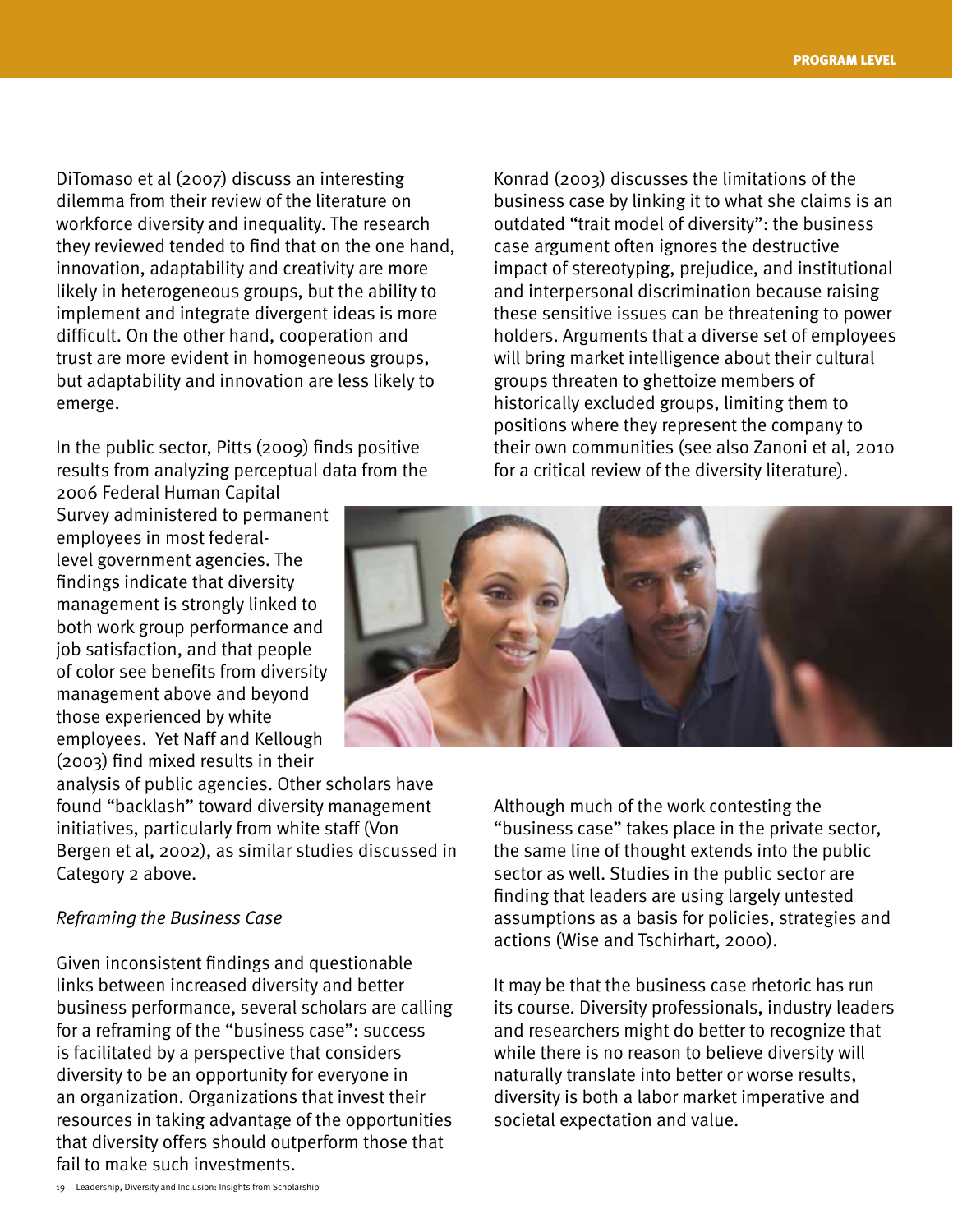DiTomaso et al (2007) discuss an interesting dilemma from their review of the literature on workforce diversity and inequality. The research they reviewed tended to find that on the one hand, innovation, adaptability and creativity are more likely in heterogeneous groups, but the ability to implement and integrate divergent ideas is more difficult. On the other hand, cooperation and trust are more evident in homogeneous groups, but adaptability and innovation are less likely to emerge.

In the public sector, Pitts (2009) finds positive results from analyzing perceptual data from the 2006 Federal Human Capital Survey administered to permanent employees in most federal-level government agencies. The findings indicate that diversity management is strongly linked to both work group performance and job satisfaction, and that people of color see benefits from diversity management above and beyond those experienced by white employees. Yet Naff and Kellough (2003) find mixed results in their analysis of public agencies. Other scholars have found "backlash" toward diversity management initiatives, particularly from white staff (Von Bergen et al, 2002), as similar studies discussed in Category 2 above.

*Reframing the Business Case*

Given inconsistent findings and questionable links between increased diversity and better business performance, several scholars are calling for a reframing of the "business case": success is facilitated by a perspective that considers diversity to be an opportunity for everyone in an organization. Organizations that invest their resources in taking advantage of the opportunities that diversity offers should outperform those that fail to make such investments.

Konrad (2003) discusses the limitations of the business case by linking it to what she claims is an outdated "trait model of diversity": the business case argument often ignores the destructive impact of stereotyping, prejudice, and institutional and interpersonal discrimination because raising these sensitive issues can be threatening to power holders. Arguments that a diverse set of employees will bring market intelligence about their cultural groups threaten to ghettoize members of historically excluded groups, limiting them to positions where they represent the company to their own communities (see also Zanoni et al, 2010 for a critical review of the diversity literature).

Although much of the work contesting the "business case" takes place in the private sector, the same line of thought extends into the public sector as well. Studies in the public sector are finding that leaders are using largely untested assumptions as a basis for policies, strategies and actions (Wise and Tschirhart, 2000).

It may be that the business case rhetoric has run its course. Diversity professionals, industry leaders and researchers might do better to recognize that while there is no reason to believe diversity will naturally translate into better or worse results, diversity is both a labor market imperative and societal expectation and value.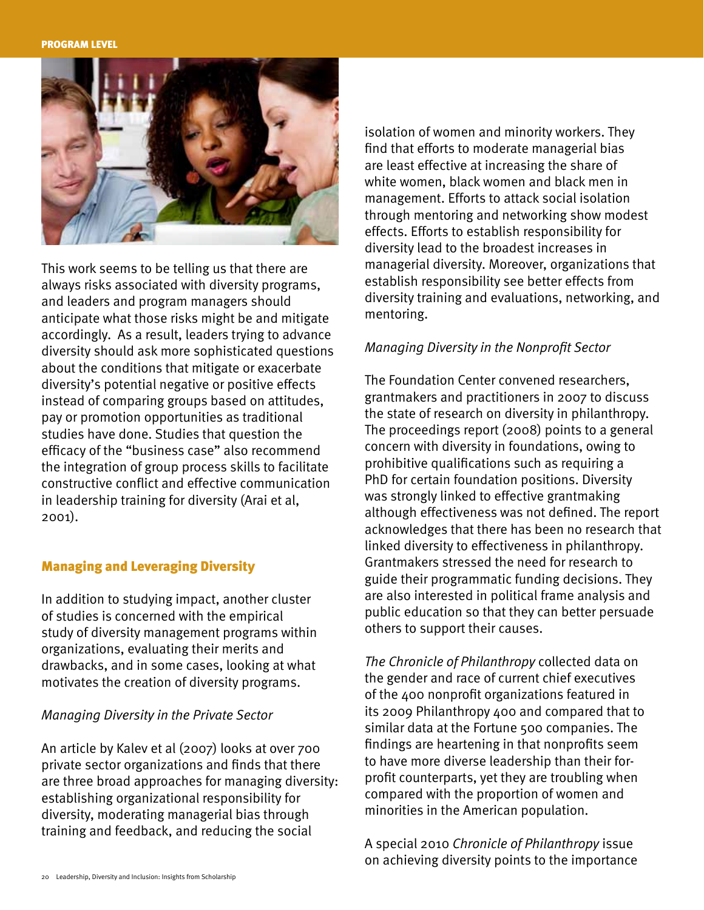This work seems to be telling us that there are always risks associated with diversity programs, and leaders and program managers should anticipate what those risks might be and mitigate accordingly. As a result, leaders trying to advance diversity should ask more sophisticated questions about the conditions that mitigate or exacerbate diversity's potential negative or positive effects instead of comparing groups based on attitudes, pay or promotion opportunities as traditional studies have done. Studies that question the efficacy of the "business case" also recommend the integration of group process skills to facilitate constructive conflict and effective communication in leadership training for diversity (Arai et al, 2001).

## Managing and Leveraging Diversity

In addition to studying impact, another cluster of studies is concerned with the empirical study of diversity management programs within organizations, evaluating their merits and drawbacks, and in some cases, looking at what motivates the creation of diversity programs.

*Managing Diversity in the Private Sector*

An article by Kalev et al (2007) looks at over 700 private sector organizations and finds that there are three broad approaches for managing diversity: establishing organizational responsibility for diversity, moderating managerial bias through training and feedback, and reducing the social isolation of women and minority workers. They find that efforts to moderate managerial bias are least effective at increasing the share of white women, black women and black men in management. Efforts to attack social isolation through mentoring and networking show modest effects. Efforts to establish responsibility for diversity lead to the broadest increases in managerial diversity. Moreover, organizations that establish responsibility see better effects from diversity training and evaluations, networking, and mentoring.

*Managing Diversity in the Nonprofit Sector*

The Foundation Center convened researchers, grantmakers and practitioners in 2007 to discuss the state of research on diversity in philanthropy. The proceedings report (2008) points to a general concern with diversity in foundations, owing to prohibitive qualifications such as requiring a PhD for certain foundation positions. Diversity was strongly linked to effective grantmaking although effectiveness was not defined. The report acknowledges that there has been no research that linked diversity to effectiveness in philanthropy. Grantmakers stressed the need for research to guide their programmatic funding decisions. They are also interested in political frame analysis and public education so that they can better persuade others to support their causes.

*The Chronicle of Philanthropy* collected data on the gender and race of current chief executives of the 400 nonprofit organizations featured in its 2009 Philanthropy 400 and compared that to similar data at the Fortune 500 companies. The findings are heartening in that nonprofits seem to have more diverse leadership than their for-profit counterparts, yet they are troubling when compared with the proportion of women and minorities in the American population.

A special 2010 *Chronicle of Philanthropy* issue on achieving diversity points to the importance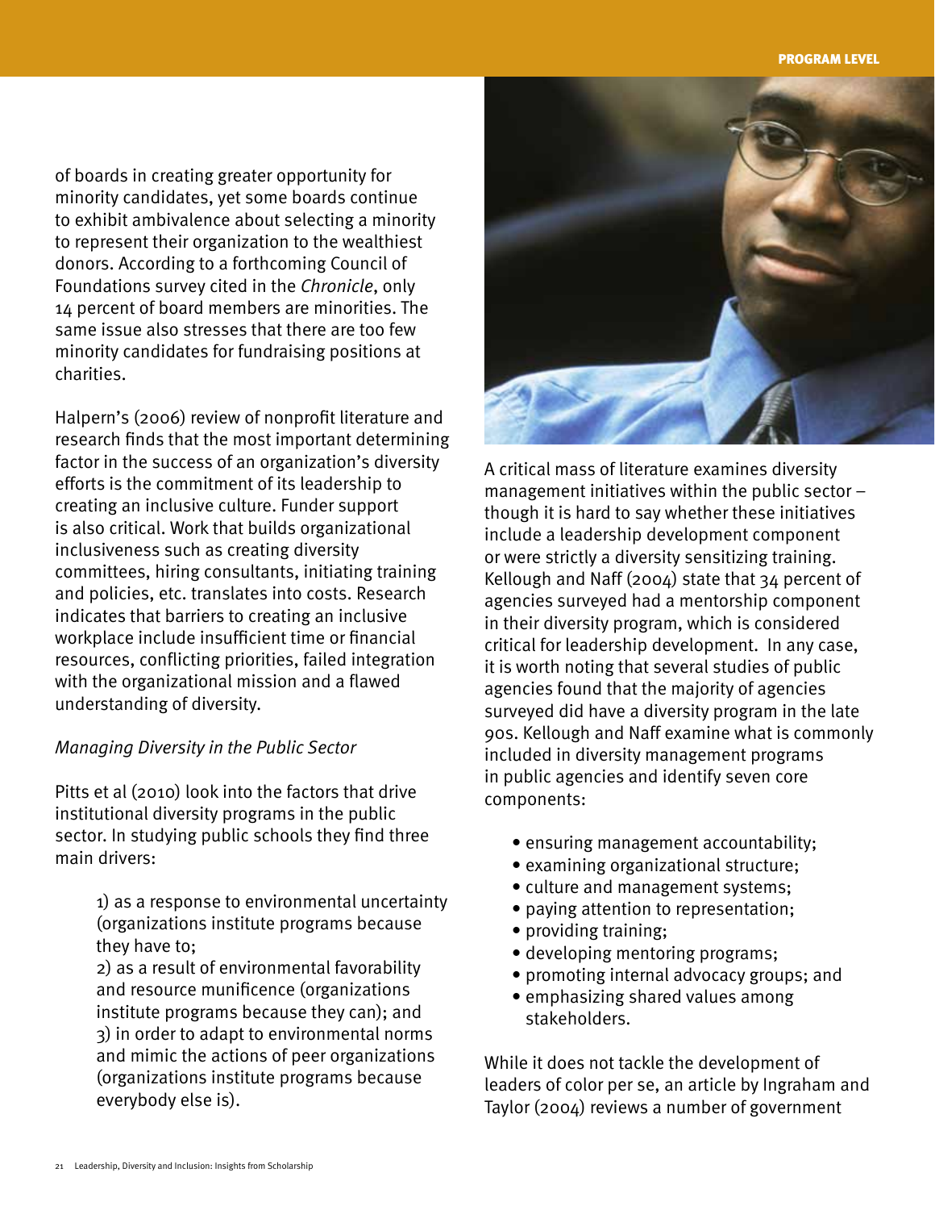of boards in creating greater opportunity for minority candidates, yet some boards continue to exhibit ambivalence about selecting a minority to represent their organization to the wealthiest donors. According to a forthcoming Council of Foundations survey cited in the *Chronicle*, only 14 percent of board members are minorities. The same issue also stresses that there are too few minority candidates for fundraising positions at charities.

Halpern's (2006) review of nonprofit literature and research finds that the most important determining factor in the success of an organization's diversity efforts is the commitment of its leadership to creating an inclusive culture. Funder support is also critical. Work that builds organizational inclusiveness such as creating diversity committees, hiring consultants, initiating training and policies, etc. translates into costs. Research indicates that barriers to creating an inclusive workplace include insufficient time or financial resources, conflicting priorities, failed integration with the organizational mission and a flawed understanding of diversity.

*Managing Diversity in the Public Sector*

Pitts et al (2010) look into the factors that drive institutional diversity programs in the public sector. In studying public schools they find three main drivers:

> 1) as a response to environmental uncertainty (organizations institute programs because they have to;
> 2) as a result of environmental favorability and resource munificence (organizations institute programs because they can); and
> 3) in order to adapt to environmental norms and mimic the actions of peer organizations (organizations institute programs because everybody else is).

A critical mass of literature examines diversity management initiatives within the public sector – though it is hard to say whether these initiatives include a leadership development component or were strictly a diversity sensitizing training. Kellough and Naff (2004) state that 34 percent of agencies surveyed had a mentorship component in their diversity program, which is considered critical for leadership development. In any case, it is worth noting that several studies of public agencies found that the majority of agencies surveyed did have a diversity program in the late 90s. Kellough and Naff examine what is commonly included in diversity management programs in public agencies and identify seven core components:

- ensuring management accountability;
- examining organizational structure;
- culture and management systems;
- paying attention to representation;
- providing training;
- developing mentoring programs;
- promoting internal advocacy groups; and
- emphasizing shared values among stakeholders.

While it does not tackle the development of leaders of color per se, an article by Ingraham and Taylor (2004) reviews a number of government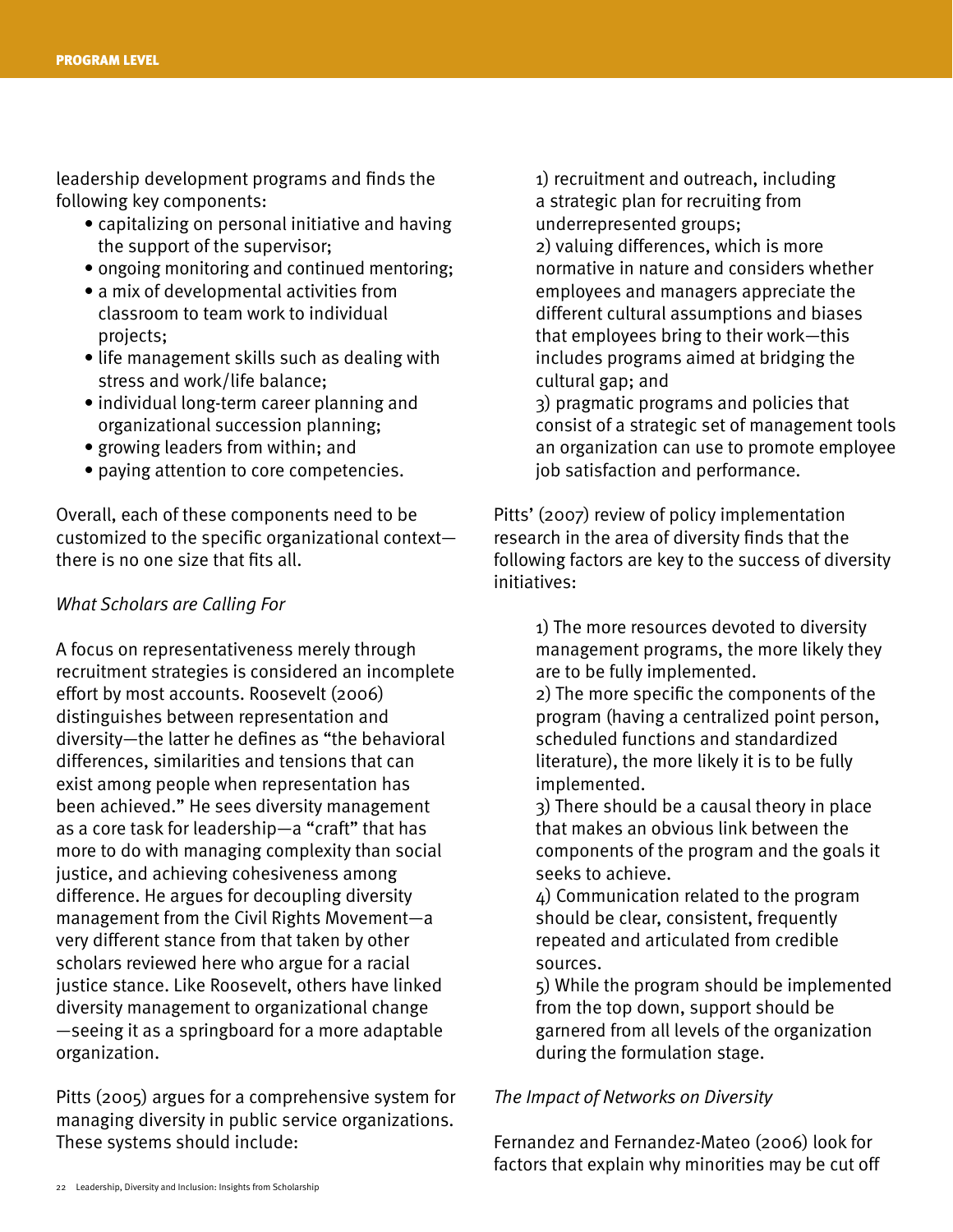leadership development programs and finds the following key components:

- capitalizing on personal initiative and having the support of the supervisor;
- ongoing monitoring and continued mentoring;
- a mix of developmental activities from classroom to team work to individual projects;
- life management skills such as dealing with stress and work/life balance;
- individual long-term career planning and organizational succession planning;
- growing leaders from within; and
- paying attention to core competencies.

Overall, each of these components need to be customized to the specific organizational context—there is no one size that fits all.

*What Scholars are Calling For*

A focus on representativeness merely through recruitment strategies is considered an incomplete effort by most accounts. Roosevelt (2006) distinguishes between representation and diversity—the latter he defines as "the behavioral differences, similarities and tensions that can exist among people when representation has been achieved." He sees diversity management as a core task for leadership—a "craft" that has more to do with managing complexity than social justice, and achieving cohesiveness among difference. He argues for decoupling diversity management from the Civil Rights Movement—a very different stance from that taken by other scholars reviewed here who argue for a racial justice stance. Like Roosevelt, others have linked diversity management to organizational change—seeing it as a springboard for a more adaptable organization.

Pitts (2005) argues for a comprehensive system for managing diversity in public service organizations. These systems should include:

1) recruitment and outreach, including a strategic plan for recruiting from underrepresented groups;
2) valuing differences, which is more normative in nature and considers whether employees and managers appreciate the different cultural assumptions and biases that employees bring to their work—this includes programs aimed at bridging the cultural gap; and
3) pragmatic programs and policies that consist of a strategic set of management tools an organization can use to promote employee job satisfaction and performance.

Pitts' (2007) review of policy implementation research in the area of diversity finds that the following factors are key to the success of diversity initiatives:

1) The more resources devoted to diversity management programs, the more likely they are to be fully implemented.
2) The more specific the components of the program (having a centralized point person, scheduled functions and standardized literature), the more likely it is to be fully implemented.
3) There should be a causal theory in place that makes an obvious link between the components of the program and the goals it seeks to achieve.
4) Communication related to the program should be clear, consistent, frequently repeated and articulated from credible sources.
5) While the program should be implemented from the top down, support should be garnered from all levels of the organization during the formulation stage.

*The Impact of Networks on Diversity*

Fernandez and Fernandez-Mateo (2006) look for factors that explain why minorities may be cut off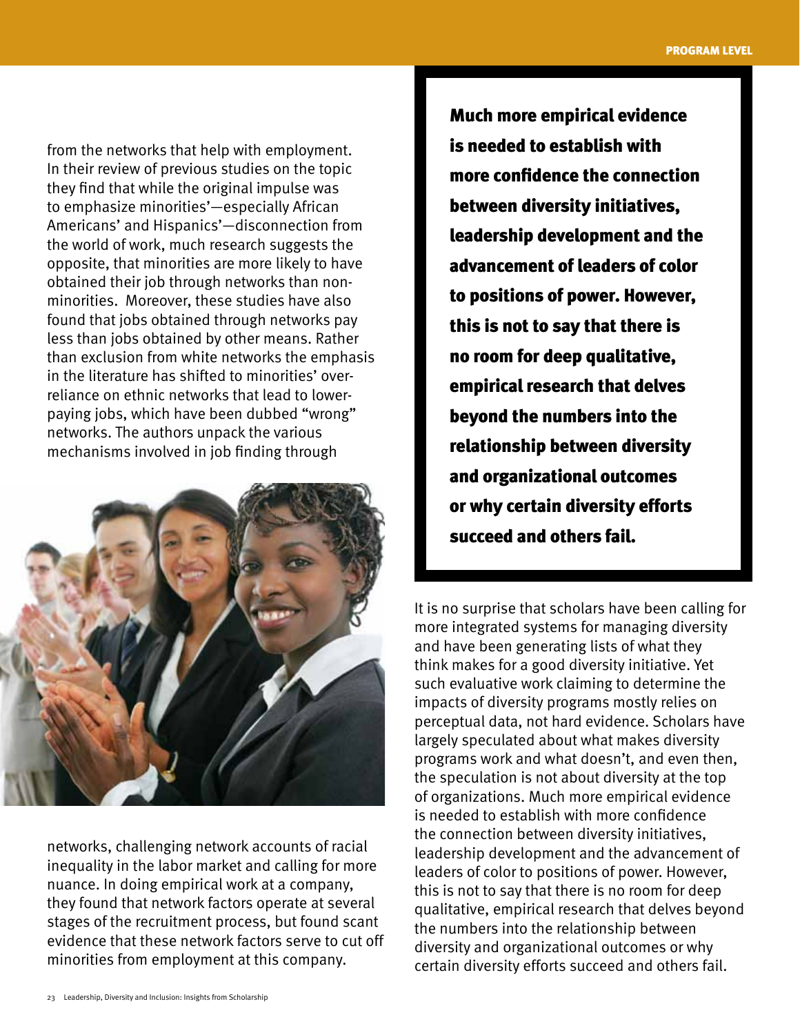from the networks that help with employment. In their review of previous studies on the topic they find that while the original impulse was to emphasize minorities'—especially African Americans' and Hispanics'—disconnection from the world of work, much research suggests the opposite, that minorities are more likely to have obtained their job through networks than non-minorities. Moreover, these studies have also found that jobs obtained through networks pay less than jobs obtained by other means. Rather than exclusion from white networks the emphasis in the literature has shifted to minorities' over-reliance on ethnic networks that lead to lower-paying jobs, which have been dubbed "wrong" networks. The authors unpack the various mechanisms involved in job finding through networks, challenging network accounts of racial inequality in the labor market and calling for more nuance. In doing empirical work at a company, they found that network factors operate at several stages of the recruitment process, but found scant evidence that these network factors serve to cut off minorities from employment at this company.

**Much more empirical evidence is needed to establish with more confidence the connection between diversity initiatives, leadership development and the advancement of leaders of color to positions of power. However, this is not to say that there is no room for deep qualitative, empirical research that delves beyond the numbers into the relationship between diversity and organizational outcomes or why certain diversity efforts succeed and others fail.**

It is no surprise that scholars have been calling for more integrated systems for managing diversity and have been generating lists of what they think makes for a good diversity initiative. Yet such evaluative work claiming to determine the impacts of diversity programs mostly relies on perceptual data, not hard evidence. Scholars have largely speculated about what makes diversity programs work and what doesn't, and even then, the speculation is not about diversity at the top of organizations. Much more empirical evidence is needed to establish with more confidence the connection between diversity initiatives, leadership development and the advancement of leaders of color to positions of power. However, this is not to say that there is no room for deep qualitative, empirical research that delves beyond the numbers into the relationship between diversity and organizational outcomes or why certain diversity efforts succeed and others fail.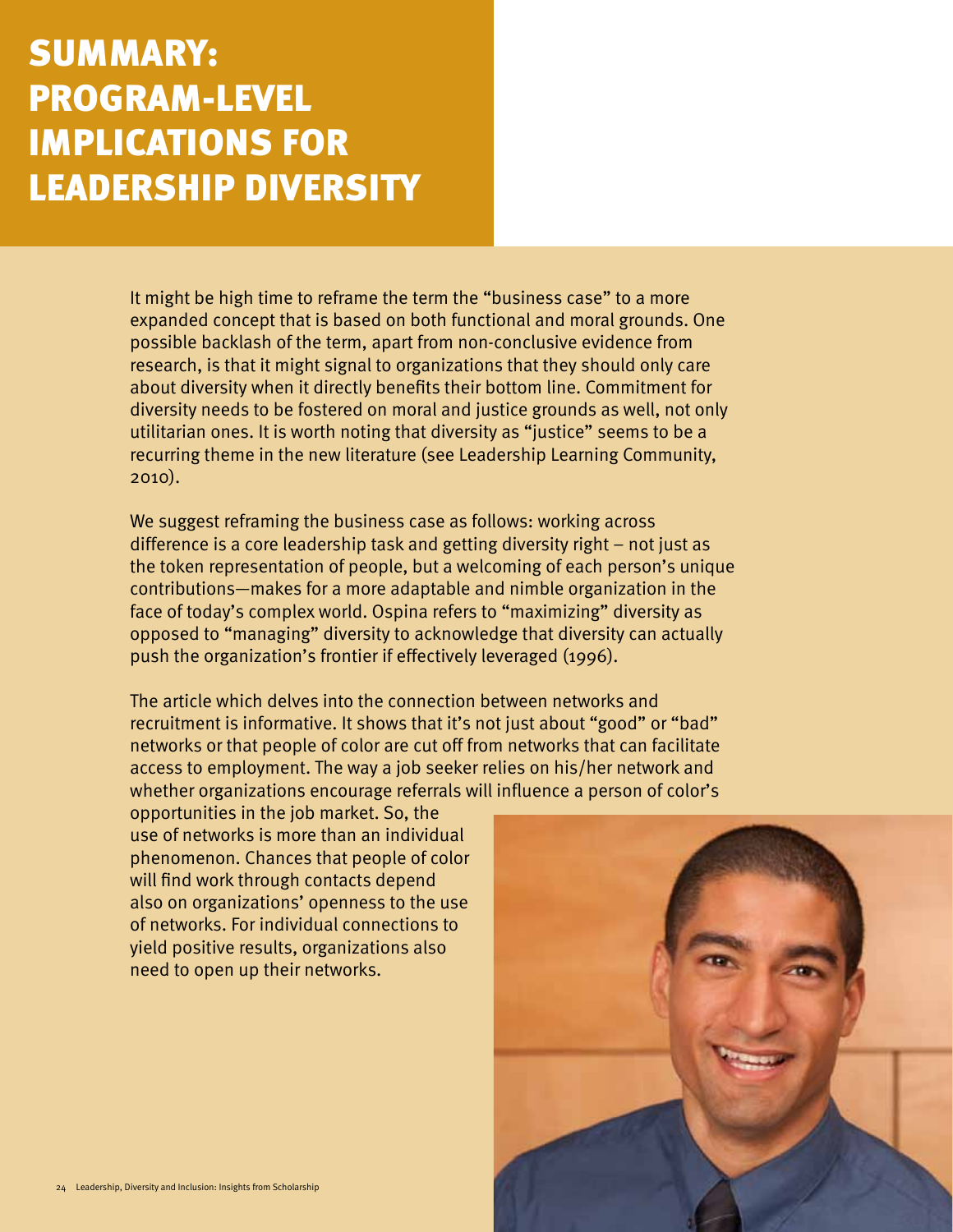# SUMMARY: PROGRAM-LEVEL IMPLICATIONS FOR LEADERSHIP DIVERSITY

It might be high time to reframe the term the "business case" to a more expanded concept that is based on both functional and moral grounds. One possible backlash of the term, apart from non-conclusive evidence from research, is that it might signal to organizations that they should only care about diversity when it directly benefits their bottom line. Commitment for diversity needs to be fostered on moral and justice grounds as well, not only utilitarian ones. It is worth noting that diversity as "justice" seems to be a recurring theme in the new literature (see Leadership Learning Community, 2010).

We suggest reframing the business case as follows: working across difference is a core leadership task and getting diversity right – not just as the token representation of people, but a welcoming of each person's unique contributions—makes for a more adaptable and nimble organization in the face of today's complex world. Ospina refers to "maximizing" diversity as opposed to "managing" diversity to acknowledge that diversity can actually push the organization's frontier if effectively leveraged (1996).

The article which delves into the connection between networks and recruitment is informative. It shows that it's not just about "good" or "bad" networks or that people of color are cut off from networks that can facilitate access to employment. The way a job seeker relies on his/her network and whether organizations encourage referrals will influence a person of color's opportunities in the job market. So, the use of networks is more than an individual phenomenon. Chances that people of color will find work through contacts depend also on organizations' openness to the use of networks. For individual connections to yield positive results, organizations also need to open up their networks.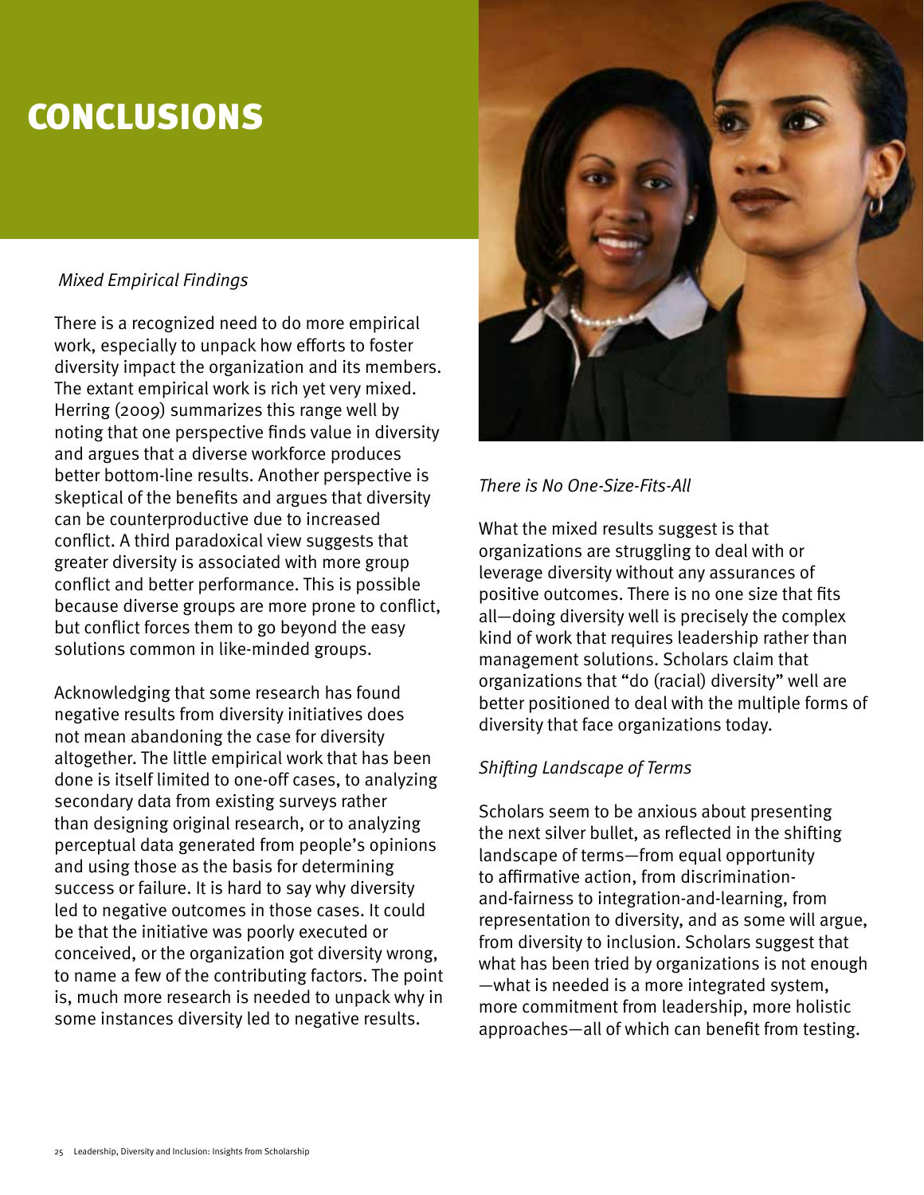# CONCLUSIONS

*Mixed Empirical Findings*

There is a recognized need to do more empirical work, especially to unpack how efforts to foster diversity impact the organization and its members. The extant empirical work is rich yet very mixed. Herring (2009) summarizes this range well by noting that one perspective finds value in diversity and argues that a diverse workforce produces better bottom-line results. Another perspective is skeptical of the benefits and argues that diversity can be counterproductive due to increased conflict. A third paradoxical view suggests that greater diversity is associated with more group conflict and better performance. This is possible because diverse groups are more prone to conflict, but conflict forces them to go beyond the easy solutions common in like-minded groups.

Acknowledging that some research has found negative results from diversity initiatives does not mean abandoning the case for diversity altogether. The little empirical work that has been done is itself limited to one-off cases, to analyzing secondary data from existing surveys rather than designing original research, or to analyzing perceptual data generated from people's opinions and using those as the basis for determining success or failure. It is hard to say why diversity led to negative outcomes in those cases. It could be that the initiative was poorly executed or conceived, or the organization got diversity wrong, to name a few of the contributing factors. The point is, much more research is needed to unpack why in some instances diversity led to negative results.

*There is No One-Size-Fits-All*

What the mixed results suggest is that organizations are struggling to deal with or leverage diversity without any assurances of positive outcomes. There is no one size that fits all—doing diversity well is precisely the complex kind of work that requires leadership rather than management solutions. Scholars claim that organizations that "do (racial) diversity" well are better positioned to deal with the multiple forms of diversity that face organizations today.

*Shifting Landscape of Terms*

Scholars seem to be anxious about presenting the next silver bullet, as reflected in the shifting landscape of terms—from equal opportunity to affirmative action, from discrimination-and-fairness to integration-and-learning, from representation to diversity, and as some will argue, from diversity to inclusion. Scholars suggest that what has been tried by organizations is not enough —what is needed is a more integrated system, more commitment from leadership, more holistic approaches—all of which can benefit from testing.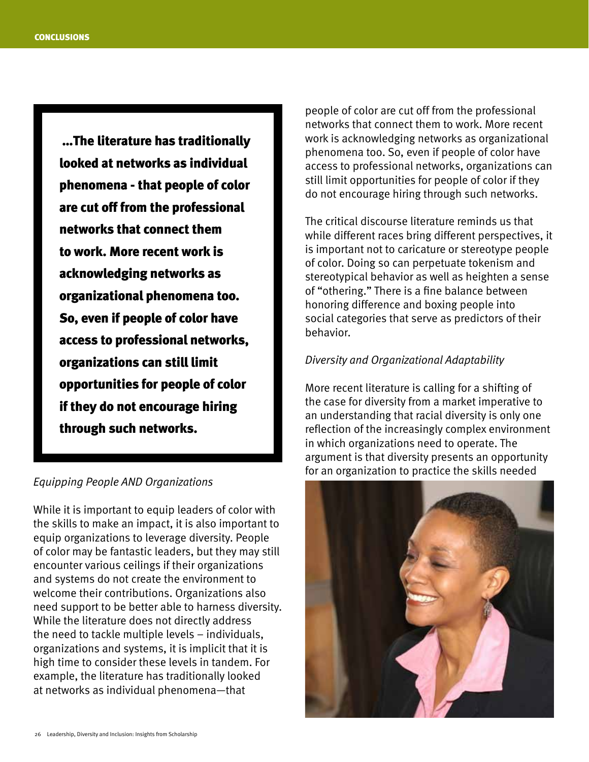...The literature has traditionally looked at networks as individual phenomena - that people of color are cut off from the professional networks that connect them to work. More recent work is acknowledging networks as organizational phenomena too. So, even if people of color have access to professional networks, organizations can still limit opportunities for people of color if they do not encourage hiring through such networks.

*Equipping People AND Organizations*

While it is important to equip leaders of color with the skills to make an impact, it is also important to equip organizations to leverage diversity. People of color may be fantastic leaders, but they may still encounter various ceilings if their organizations and systems do not create the environment to welcome their contributions. Organizations also need support to be better able to harness diversity. While the literature does not directly address the need to tackle multiple levels – individuals, organizations and systems, it is implicit that it is high time to consider these levels in tandem. For example, the literature has traditionally looked at networks as individual phenomena—that people of color are cut off from the professional networks that connect them to work. More recent work is acknowledging networks as organizational phenomena too. So, even if people of color have access to professional networks, organizations can still limit opportunities for people of color if they do not encourage hiring through such networks.

The critical discourse literature reminds us that while different races bring different perspectives, it is important not to caricature or stereotype people of color. Doing so can perpetuate tokenism and stereotypical behavior as well as heighten a sense of "othering." There is a fine balance between honoring difference and boxing people into social categories that serve as predictors of their behavior.

*Diversity and Organizational Adaptability*

More recent literature is calling for a shifting of the case for diversity from a market imperative to an understanding that racial diversity is only one reflection of the increasingly complex environment in which organizations need to operate. The argument is that diversity presents an opportunity for an organization to practice the skills needed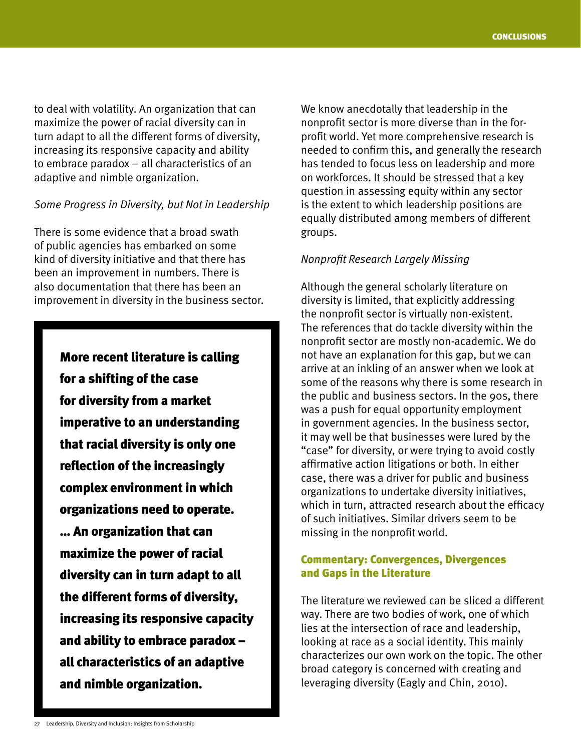to deal with volatility. An organization that can maximize the power of racial diversity can in turn adapt to all the different forms of diversity, increasing its responsive capacity and ability to embrace paradox – all characteristics of an adaptive and nimble organization.

*Some Progress in Diversity, but Not in Leadership*

There is some evidence that a broad swath of public agencies has embarked on some kind of diversity initiative and that there has been an improvement in numbers. There is also documentation that there has been an improvement in diversity in the business sector.

> **More recent literature is calling for a shifting of the case for diversity from a market imperative to an understanding that racial diversity is only one reflection of the increasingly complex environment in which organizations need to operate. … An organization that can maximize the power of racial diversity can in turn adapt to all the different forms of diversity, increasing its responsive capacity and ability to embrace paradox – all characteristics of an adaptive and nimble organization.**

We know anecdotally that leadership in the nonprofit sector is more diverse than in the for-profit world. Yet more comprehensive research is needed to confirm this, and generally the research has tended to focus less on leadership and more on workforces. It should be stressed that a key question in assessing equity within any sector is the extent to which leadership positions are equally distributed among members of different groups.

*Nonprofit Research Largely Missing*

Although the general scholarly literature on diversity is limited, that explicitly addressing the nonprofit sector is virtually non-existent. The references that do tackle diversity within the nonprofit sector are mostly non-academic. We do not have an explanation for this gap, but we can arrive at an inkling of an answer when we look at some of the reasons why there is some research in the public and business sectors. In the 90s, there was a push for equal opportunity employment in government agencies. In the business sector, it may well be that businesses were lured by the "case" for diversity, or were trying to avoid costly affirmative action litigations or both. In either case, there was a driver for public and business organizations to undertake diversity initiatives, which in turn, attracted research about the efficacy of such initiatives. Similar drivers seem to be missing in the nonprofit world.

### Commentary: Convergences, Divergences and Gaps in the Literature

The literature we reviewed can be sliced a different way. There are two bodies of work, one of which lies at the intersection of race and leadership, looking at race as a social identity. This mainly characterizes our own work on the topic. The other broad category is concerned with creating and leveraging diversity (Eagly and Chin, 2010).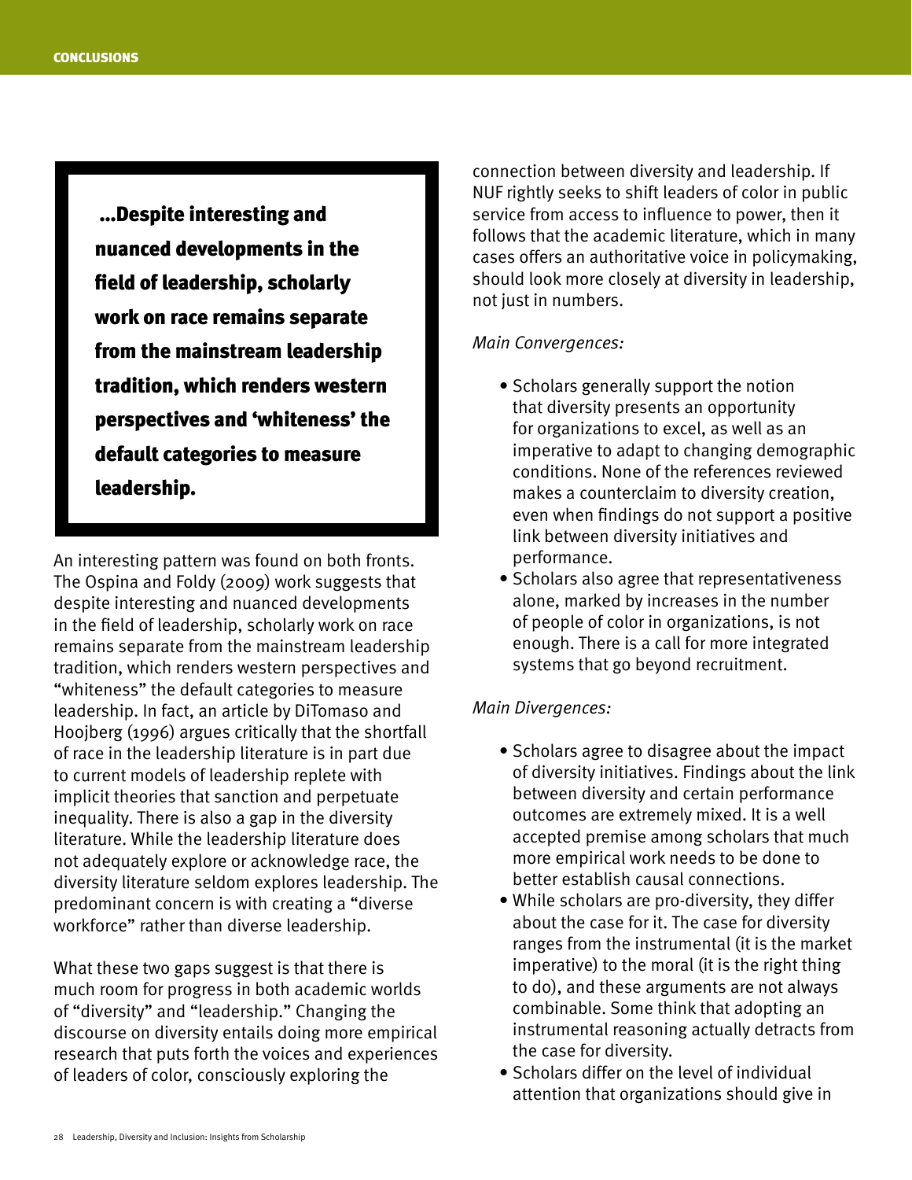> ...Despite interesting and nuanced developments in the field of leadership, scholarly work on race remains separate from the mainstream leadership tradition, which renders western perspectives and 'whiteness' the default categories to measure leadership.

An interesting pattern was found on both fronts. The Ospina and Foldy (2009) work suggests that despite interesting and nuanced developments in the field of leadership, scholarly work on race remains separate from the mainstream leadership tradition, which renders western perspectives and "whiteness" the default categories to measure leadership. In fact, an article by DiTomaso and Hoojberg (1996) argues critically that the shortfall of race in the leadership literature is in part due to current models of leadership replete with implicit theories that sanction and perpetuate inequality. There is also a gap in the diversity literature. While the leadership literature does not adequately explore or acknowledge race, the diversity literature seldom explores leadership. The predominant concern is with creating a "diverse workforce" rather than diverse leadership.

What these two gaps suggest is that there is much room for progress in both academic worlds of "diversity" and "leadership." Changing the discourse on diversity entails doing more empirical research that puts forth the voices and experiences of leaders of color, consciously exploring the connection between diversity and leadership. If NUF rightly seeks to shift leaders of color in public service from access to influence to power, then it follows that the academic literature, which in many cases offers an authoritative voice in policymaking, should look more closely at diversity in leadership, not just in numbers.

*Main Convergences:*

- Scholars generally support the notion that diversity presents an opportunity for organizations to excel, as well as an imperative to adapt to changing demographic conditions. None of the references reviewed makes a counterclaim to diversity creation, even when findings do not support a positive link between diversity initiatives and performance.
- Scholars also agree that representativeness alone, marked by increases in the number of people of color in organizations, is not enough. There is a call for more integrated systems that go beyond recruitment.

*Main Divergences:*

- Scholars agree to disagree about the impact of diversity initiatives. Findings about the link between diversity and certain performance outcomes are extremely mixed. It is a well accepted premise among scholars that much more empirical work needs to be done to better establish causal connections.
- While scholars are pro-diversity, they differ about the case for it. The case for diversity ranges from the instrumental (it is the market imperative) to the moral (it is the right thing to do), and these arguments are not always combinable. Some think that adopting an instrumental reasoning actually detracts from the case for diversity.
- Scholars differ on the level of individual attention that organizations should give in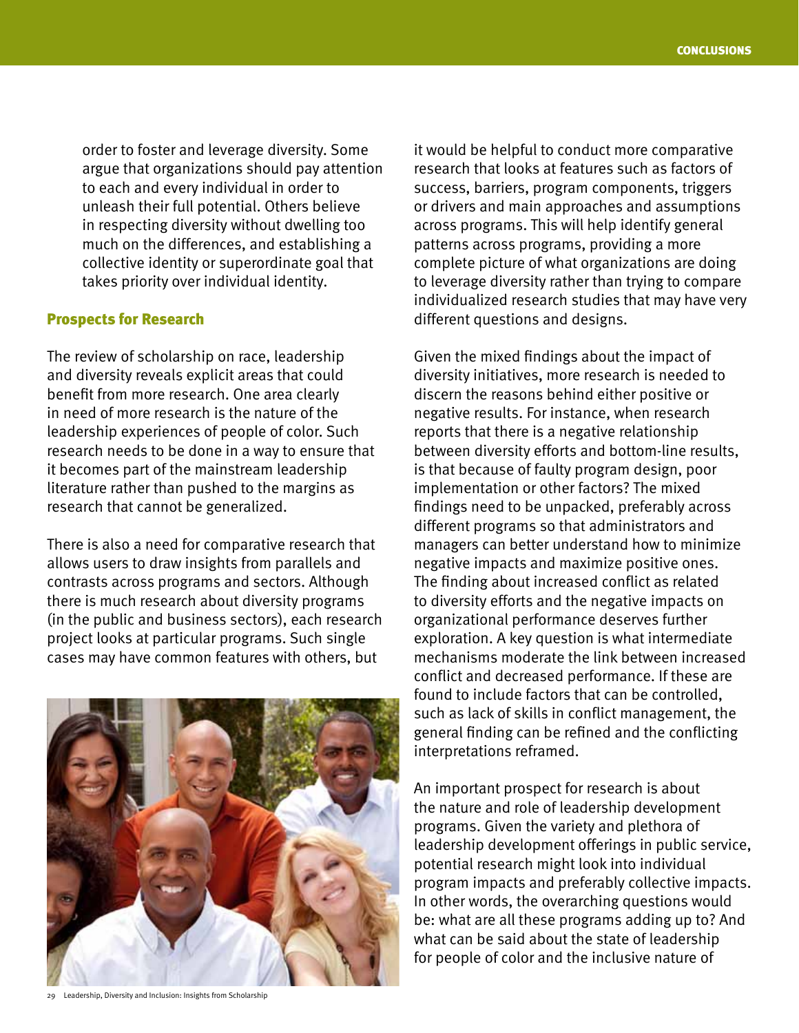order to foster and leverage diversity. Some argue that organizations should pay attention to each and every individual in order to unleash their full potential. Others believe in respecting diversity without dwelling too much on the differences, and establishing a collective identity or superordinate goal that takes priority over individual identity.

### Prospects for Research

The review of scholarship on race, leadership and diversity reveals explicit areas that could benefit from more research. One area clearly in need of more research is the nature of the leadership experiences of people of color. Such research needs to be done in a way to ensure that it becomes part of the mainstream leadership literature rather than pushed to the margins as research that cannot be generalized.

There is also a need for comparative research that allows users to draw insights from parallels and contrasts across programs and sectors. Although there is much research about diversity programs (in the public and business sectors), each research project looks at particular programs. Such single cases may have common features with others, but it would be helpful to conduct more comparative research that looks at features such as factors of success, barriers, program components, triggers or drivers and main approaches and assumptions across programs. This will help identify general patterns across programs, providing a more complete picture of what organizations are doing to leverage diversity rather than trying to compare individualized research studies that may have very different questions and designs.

Given the mixed findings about the impact of diversity initiatives, more research is needed to discern the reasons behind either positive or negative results. For instance, when research reports that there is a negative relationship between diversity efforts and bottom-line results, is that because of faulty program design, poor implementation or other factors? The mixed findings need to be unpacked, preferably across different programs so that administrators and managers can better understand how to minimize negative impacts and maximize positive ones. The finding about increased conflict as related to diversity efforts and the negative impacts on organizational performance deserves further exploration. A key question is what intermediate mechanisms moderate the link between increased conflict and decreased performance. If these are found to include factors that can be controlled, such as lack of skills in conflict management, the general finding can be refined and the conflicting interpretations reframed.

An important prospect for research is about the nature and role of leadership development programs. Given the variety and plethora of leadership development offerings in public service, potential research might look into individual program impacts and preferably collective impacts. In other words, the overarching questions would be: what are all these programs adding up to? And what can be said about the state of leadership for people of color and the inclusive nature of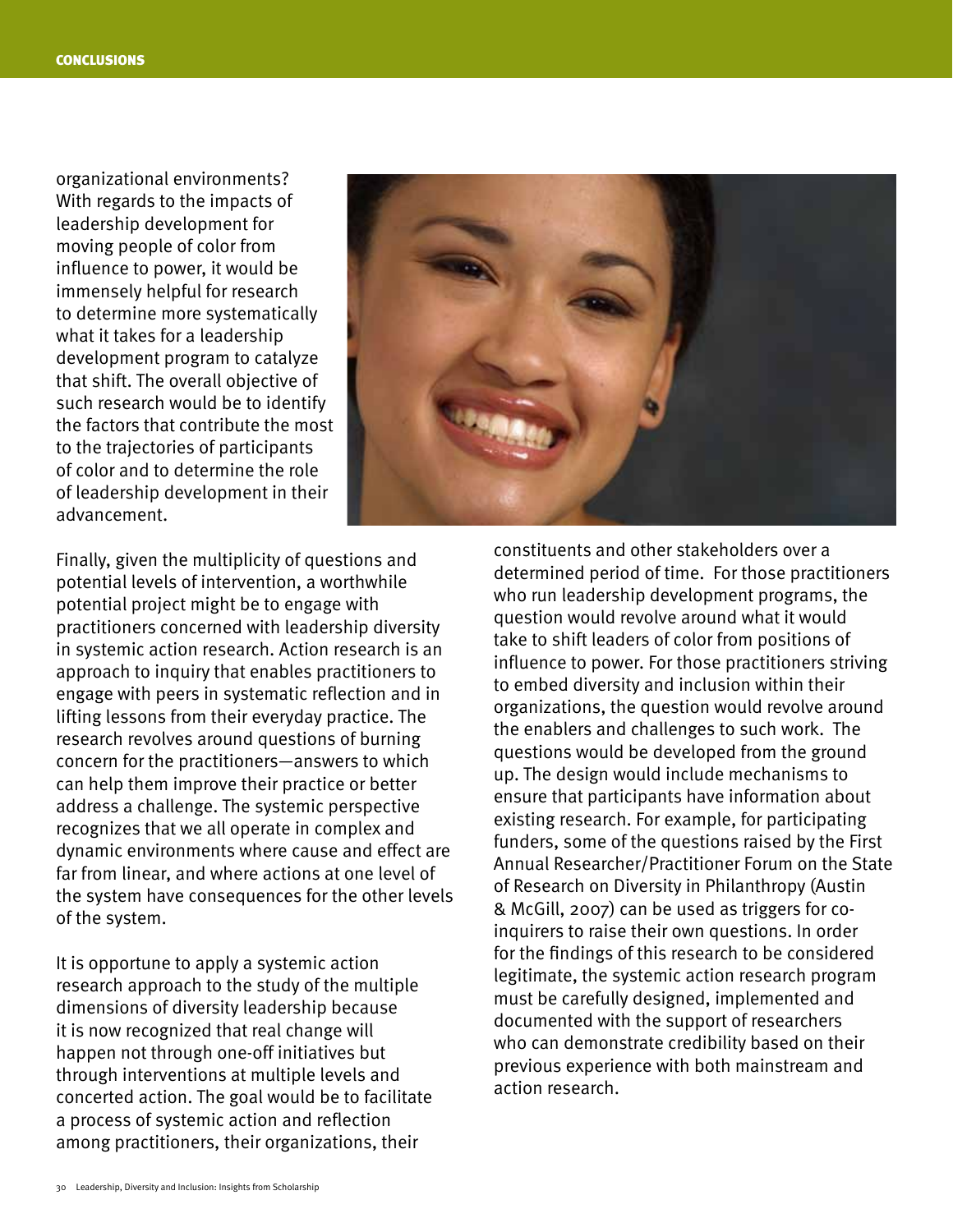organizational environments? With regards to the impacts of leadership development for moving people of color from influence to power, it would be immensely helpful for research to determine more systematically what it takes for a leadership development program to catalyze that shift. The overall objective of such research would be to identify the factors that contribute the most to the trajectories of participants of color and to determine the role of leadership development in their advancement.

Finally, given the multiplicity of questions and potential levels of intervention, a worthwhile potential project might be to engage with practitioners concerned with leadership diversity in systemic action research. Action research is an approach to inquiry that enables practitioners to engage with peers in systematic reflection and in lifting lessons from their everyday practice. The research revolves around questions of burning concern for the practitioners—answers to which can help them improve their practice or better address a challenge. The systemic perspective recognizes that we all operate in complex and dynamic environments where cause and effect are far from linear, and where actions at one level of the system have consequences for the other levels of the system.

It is opportune to apply a systemic action research approach to the study of the multiple dimensions of diversity leadership because it is now recognized that real change will happen not through one-off initiatives but through interventions at multiple levels and concerted action. The goal would be to facilitate a process of systemic action and reflection among practitioners, their organizations, their constituents and other stakeholders over a determined period of time. For those practitioners who run leadership development programs, the question would revolve around what it would take to shift leaders of color from positions of influence to power. For those practitioners striving to embed diversity and inclusion within their organizations, the question would revolve around the enablers and challenges to such work. The questions would be developed from the ground up. The design would include mechanisms to ensure that participants have information about existing research. For example, for participating funders, some of the questions raised by the First Annual Researcher/Practitioner Forum on the State of Research on Diversity in Philanthropy (Austin & McGill, 2007) can be used as triggers for co-inquirers to raise their own questions. In order for the findings of this research to be considered legitimate, the systemic action research program must be carefully designed, implemented and documented with the support of researchers who can demonstrate credibility based on their previous experience with both mainstream and action research.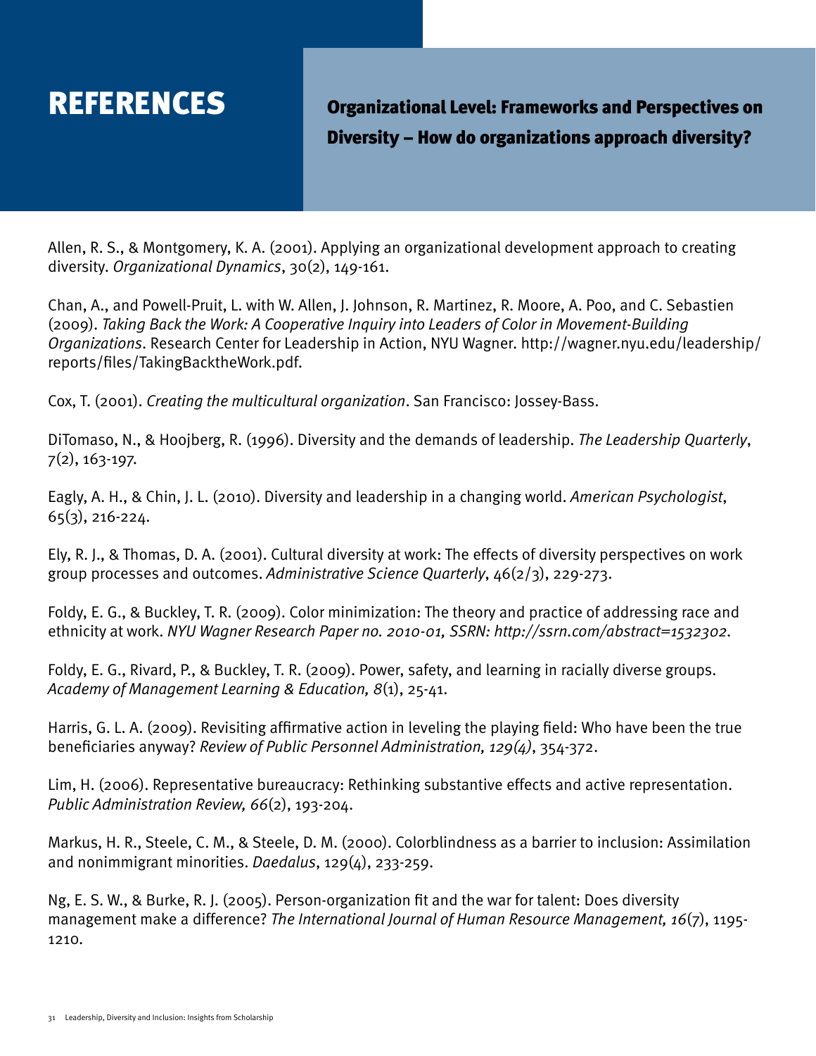# REFERENCES

## Organizational Level: Frameworks and Perspectives on Diversity – How do organizations approach diversity?

Allen, R. S., & Montgomery, K. A. (2001). Applying an organizational development approach to creating diversity. *Organizational Dynamics*, 30(2), 149-161.

Chan, A., and Powell-Pruit, L. with W. Allen, J. Johnson, R. Martinez, R. Moore, A. Poo, and C. Sebastien (2009). *Taking Back the Work: A Cooperative Inquiry into Leaders of Color in Movement-Building Organizations*. Research Center for Leadership in Action, NYU Wagner. http://wagner.nyu.edu/leadership/reports/files/TakingBacktheWork.pdf.

Cox, T. (2001). *Creating the multicultural organization*. San Francisco: Jossey-Bass.

DiTomaso, N., & Hoojberg, R. (1996). Diversity and the demands of leadership. *The Leadership Quarterly*, 7(2), 163-197.

Eagly, A. H., & Chin, J. L. (2010). Diversity and leadership in a changing world. *American Psychologist*, 65(3), 216-224.

Ely, R. J., & Thomas, D. A. (2001). Cultural diversity at work: The effects of diversity perspectives on work group processes and outcomes. *Administrative Science Quarterly*, 46(2/3), 229-273.

Foldy, E. G., & Buckley, T. R. (2009). Color minimization: The theory and practice of addressing race and ethnicity at work. *NYU Wagner Research Paper no. 2010-01, SSRN: http://ssrn.com/abstract=1532302*.

Foldy, E. G., Rivard, P., & Buckley, T. R. (2009). Power, safety, and learning in racially diverse groups. *Academy of Management Learning & Education, 8*(1), 25-41.

Harris, G. L. A. (2009). Revisiting affirmative action in leveling the playing field: Who have been the true beneficiaries anyway? *Review of Public Personnel Administration, 129(4)*, 354-372.

Lim, H. (2006). Representative bureaucracy: Rethinking substantive effects and active representation. *Public Administration Review, 66*(2), 193-204.

Markus, H. R., Steele, C. M., & Steele, D. M. (2000). Colorblindness as a barrier to inclusion: Assimilation and nonimmigrant minorities. *Daedalus*, 129(4), 233-259.

Ng, E. S. W., & Burke, R. J. (2005). Person-organization fit and the war for talent: Does diversity management make a difference? *The International Journal of Human Resource Management, 16*(7), 1195-1210.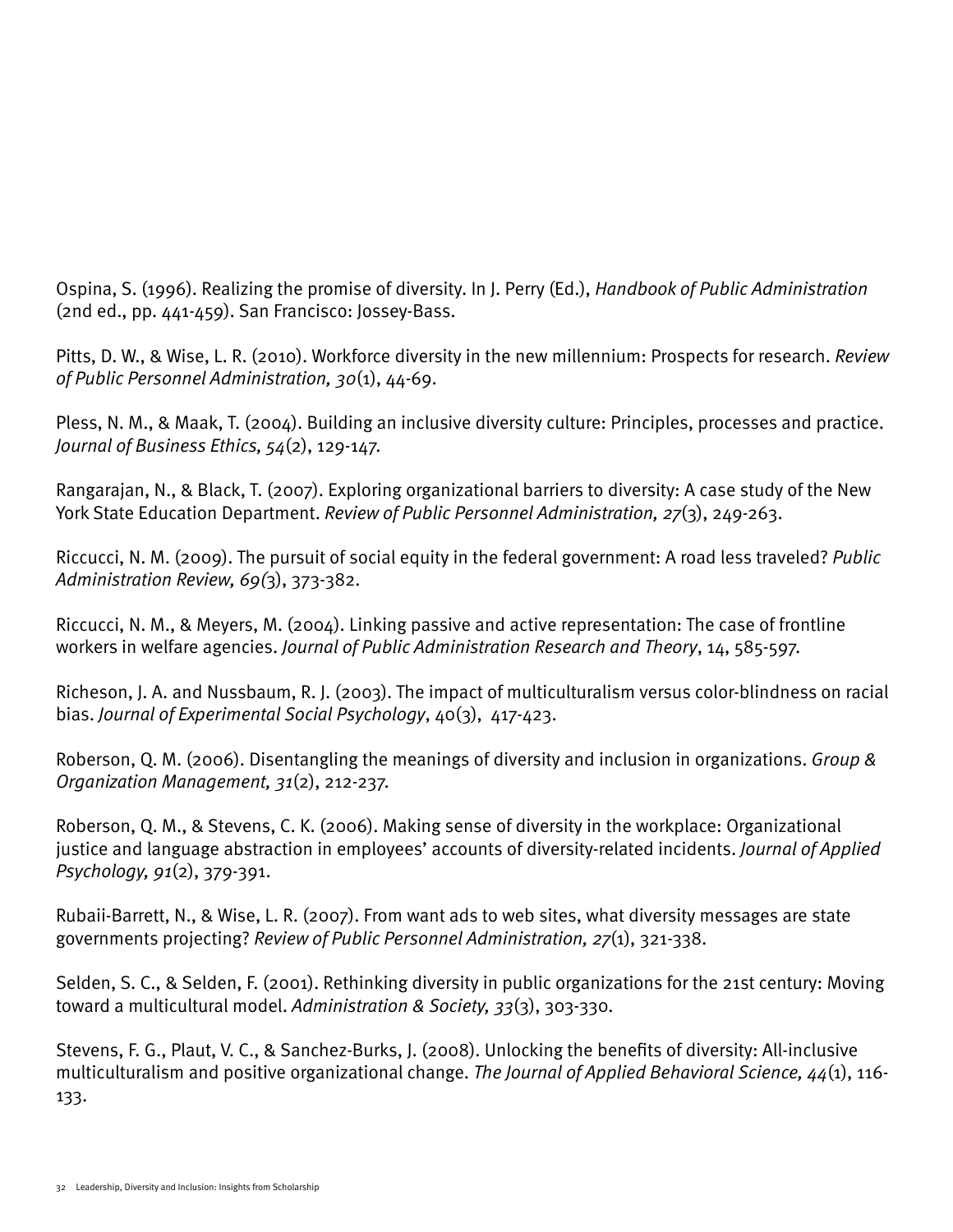Ospina, S. (1996). Realizing the promise of diversity. In J. Perry (Ed.), *Handbook of Public Administration* (2nd ed., pp. 441-459). San Francisco: Jossey-Bass.

Pitts, D. W., & Wise, L. R. (2010). Workforce diversity in the new millennium: Prospects for research. *Review of Public Personnel Administration, 30*(1), 44-69.

Pless, N. M., & Maak, T. (2004). Building an inclusive diversity culture: Principles, processes and practice. *Journal of Business Ethics, 54*(2), 129-147.

Rangarajan, N., & Black, T. (2007). Exploring organizational barriers to diversity: A case study of the New York State Education Department. *Review of Public Personnel Administration, 27*(3), 249-263.

Riccucci, N. M. (2009). The pursuit of social equity in the federal government: A road less traveled? *Public Administration Review, 69(*3), 373-382.

Riccucci, N. M., & Meyers, M. (2004). Linking passive and active representation: The case of frontline workers in welfare agencies. *Journal of Public Administration Research and Theory*, 14, 585-597.

Richeson, J. A. and Nussbaum, R. J. (2003). The impact of multiculturalism versus color-blindness on racial bias. *Journal of Experimental Social Psychology*, 40(3), 417-423.

Roberson, Q. M. (2006). Disentangling the meanings of diversity and inclusion in organizations. *Group & Organization Management, 31*(2), 212-237.

Roberson, Q. M., & Stevens, C. K. (2006). Making sense of diversity in the workplace: Organizational justice and language abstraction in employees' accounts of diversity-related incidents. *Journal of Applied Psychology, 91*(2), 379-391.

Rubaii-Barrett, N., & Wise, L. R. (2007). From want ads to web sites, what diversity messages are state governments projecting? *Review of Public Personnel Administration, 27*(1), 321-338.

Selden, S. C., & Selden, F. (2001). Rethinking diversity in public organizations for the 21st century: Moving toward a multicultural model. *Administration & Society, 33*(3), 303-330.

Stevens, F. G., Plaut, V. C., & Sanchez-Burks, J. (2008). Unlocking the benefits of diversity: All-inclusive multiculturalism and positive organizational change. *The Journal of Applied Behavioral Science, 44*(1), 116-133.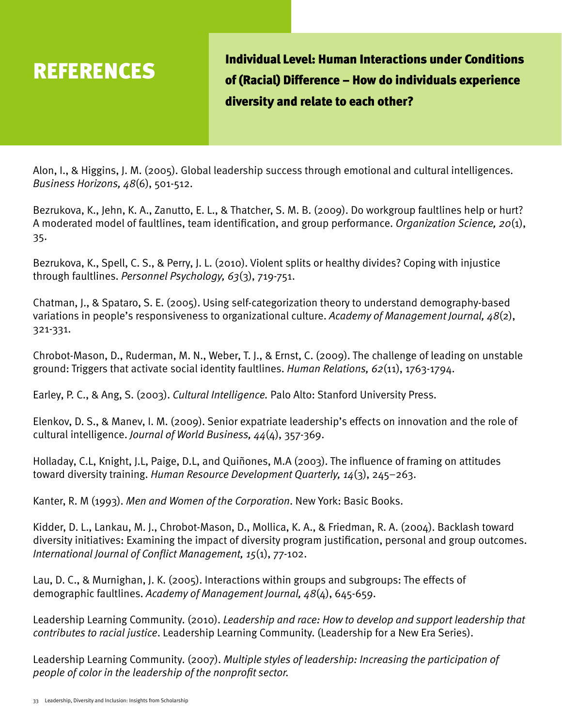# REFERENCES

## Individual Level: Human Interactions under Conditions of (Racial) Difference – How do individuals experience diversity and relate to each other?

Alon, I., & Higgins, J. M. (2005). Global leadership success through emotional and cultural intelligences. *Business Horizons, 48*(6), 501-512.

Bezrukova, K., Jehn, K. A., Zanutto, E. L., & Thatcher, S. M. B. (2009). Do workgroup faultlines help or hurt? A moderated model of faultlines, team identification, and group performance. *Organization Science, 20*(1), 35.

Bezrukova, K., Spell, C. S., & Perry, J. L. (2010). Violent splits or healthy divides? Coping with injustice through faultlines. *Personnel Psychology, 63*(3), 719-751.

Chatman, J., & Spataro, S. E. (2005). Using self-categorization theory to understand demography-based variations in people's responsiveness to organizational culture. *Academy of Management Journal, 48*(2), 321-331.

Chrobot-Mason, D., Ruderman, M. N., Weber, T. J., & Ernst, C. (2009). The challenge of leading on unstable ground: Triggers that activate social identity faultlines. *Human Relations, 62*(11), 1763-1794.

Earley, P. C., & Ang, S. (2003). *Cultural Intelligence.* Palo Alto: Stanford University Press.

Elenkov, D. S., & Manev, I. M. (2009). Senior expatriate leadership's effects on innovation and the role of cultural intelligence. *Journal of World Business, 44*(4), 357-369.

Holladay, C.L, Knight, J.L, Paige, D.L, and Quiñones, M.A (2003). The influence of framing on attitudes toward diversity training. *Human Resource Development Quarterly, 14*(3), 245–263.

Kanter, R. M (1993). *Men and Women of the Corporation*. New York: Basic Books.

Kidder, D. L., Lankau, M. J., Chrobot-Mason, D., Mollica, K. A., & Friedman, R. A. (2004). Backlash toward diversity initiatives: Examining the impact of diversity program justification, personal and group outcomes. *International Journal of Conflict Management, 15*(1), 77-102.

Lau, D. C., & Murnighan, J. K. (2005). Interactions within groups and subgroups: The effects of demographic faultlines. *Academy of Management Journal, 48*(4), 645-659.

Leadership Learning Community. (2010). *Leadership and race: How to develop and support leadership that contributes to racial justice*. Leadership Learning Community. (Leadership for a New Era Series).

Leadership Learning Community. (2007). *Multiple styles of leadership: Increasing the participation of people of color in the leadership of the nonprofit sector.*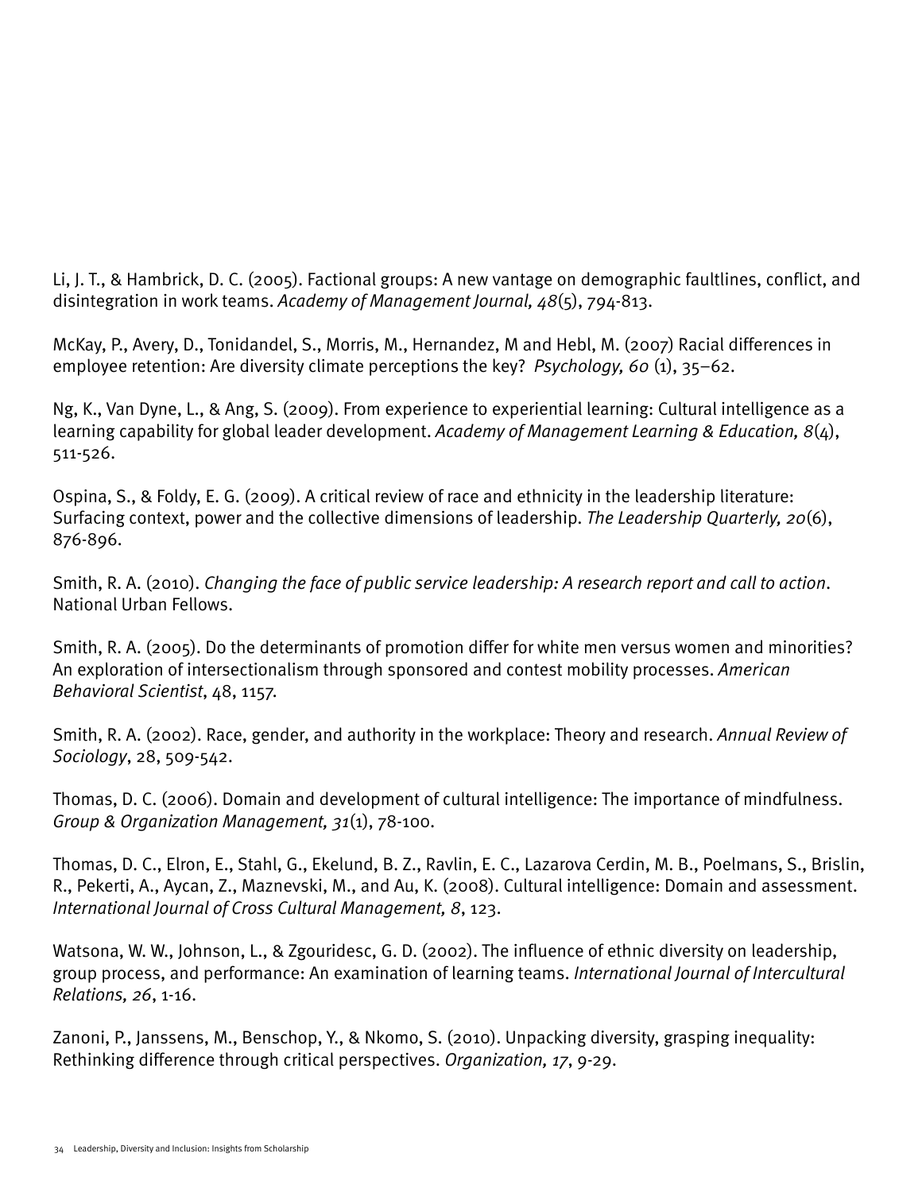Li, J. T., & Hambrick, D. C. (2005). Factional groups: A new vantage on demographic faultlines, conflict, and disintegration in work teams. *Academy of Management Journal, 48*(5), 794-813.

McKay, P., Avery, D., Tonidandel, S., Morris, M., Hernandez, M and Hebl, M. (2007) Racial differences in employee retention: Are diversity climate perceptions the key? *Psychology, 60* (1), 35–62.

Ng, K., Van Dyne, L., & Ang, S. (2009). From experience to experiential learning: Cultural intelligence as a learning capability for global leader development. *Academy of Management Learning & Education, 8*(4), 511-526.

Ospina, S., & Foldy, E. G. (2009). A critical review of race and ethnicity in the leadership literature: Surfacing context, power and the collective dimensions of leadership. *The Leadership Quarterly, 20*(6), 876-896.

Smith, R. A. (2010). *Changing the face of public service leadership: A research report and call to action*. National Urban Fellows.

Smith, R. A. (2005). Do the determinants of promotion differ for white men versus women and minorities? An exploration of intersectionalism through sponsored and contest mobility processes. *American Behavioral Scientist*, 48, 1157.

Smith, R. A. (2002). Race, gender, and authority in the workplace: Theory and research. *Annual Review of Sociology*, 28, 509-542.

Thomas, D. C. (2006). Domain and development of cultural intelligence: The importance of mindfulness. *Group & Organization Management, 31*(1), 78-100.

Thomas, D. C., Elron, E., Stahl, G., Ekelund, B. Z., Ravlin, E. C., Lazarova Cerdin, M. B., Poelmans, S., Brislin, R., Pekerti, A., Aycan, Z., Maznevski, M., and Au, K. (2008). Cultural intelligence: Domain and assessment. *International Journal of Cross Cultural Management, 8*, 123.

Watsona, W. W., Johnson, L., & Zgouridesc, G. D. (2002). The influence of ethnic diversity on leadership, group process, and performance: An examination of learning teams. *International Journal of Intercultural Relations, 26*, 1-16.

Zanoni, P., Janssens, M., Benschop, Y., & Nkomo, S. (2010). Unpacking diversity, grasping inequality: Rethinking difference through critical perspectives. *Organization, 17*, 9-29.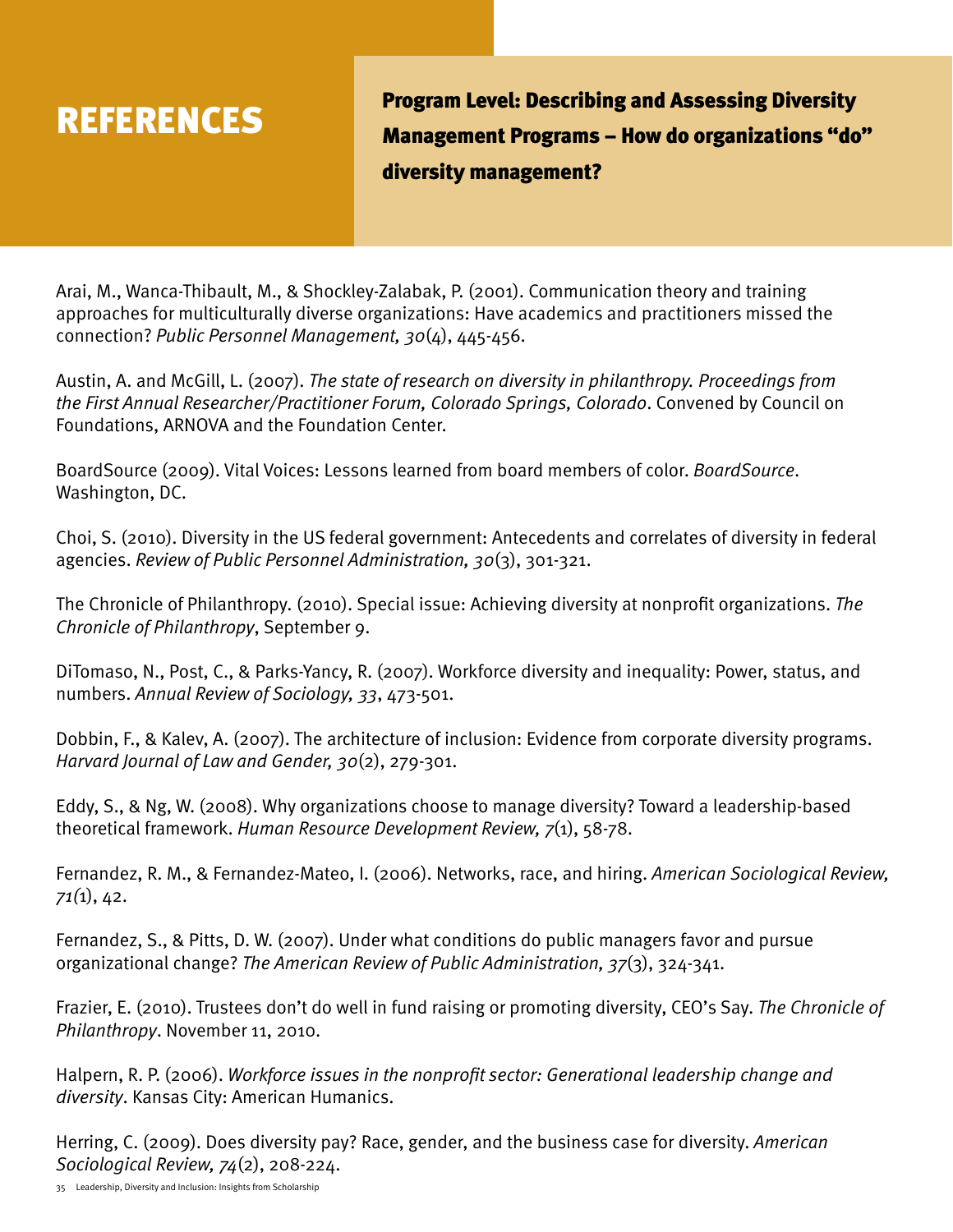# REFERENCES

## Program Level: Describing and Assessing Diversity Management Programs – How do organizations "do" diversity management?

Arai, M., Wanca-Thibault, M., & Shockley-Zalabak, P. (2001). Communication theory and training approaches for multiculturally diverse organizations: Have academics and practitioners missed the connection? *Public Personnel Management, 30*(4), 445-456.

Austin, A. and McGill, L. (2007). *The state of research on diversity in philanthropy. Proceedings from the First Annual Researcher/Practitioner Forum, Colorado Springs, Colorado*. Convened by Council on Foundations, ARNOVA and the Foundation Center.

BoardSource (2009). Vital Voices: Lessons learned from board members of color. *BoardSource*. Washington, DC.

Choi, S. (2010). Diversity in the US federal government: Antecedents and correlates of diversity in federal agencies. *Review of Public Personnel Administration, 30*(3), 301-321.

The Chronicle of Philanthropy. (2010). Special issue: Achieving diversity at nonprofit organizations. *The Chronicle of Philanthropy*, September 9.

DiTomaso, N., Post, C., & Parks-Yancy, R. (2007). Workforce diversity and inequality: Power, status, and numbers. *Annual Review of Sociology, 33*, 473-501.

Dobbin, F., & Kalev, A. (2007). The architecture of inclusion: Evidence from corporate diversity programs. *Harvard Journal of Law and Gender, 30*(2), 279-301.

Eddy, S., & Ng, W. (2008). Why organizations choose to manage diversity? Toward a leadership-based theoretical framework. *Human Resource Development Review, 7*(1), 58-78.

Fernandez, R. M., & Fernandez-Mateo, I. (2006). Networks, race, and hiring. *American Sociological Review, 71(*1), 42.

Fernandez, S., & Pitts, D. W. (2007). Under what conditions do public managers favor and pursue organizational change? *The American Review of Public Administration, 37*(3), 324-341.

Frazier, E. (2010). Trustees don't do well in fund raising or promoting diversity, CEO's Say. *The Chronicle of Philanthropy*. November 11, 2010.

Halpern, R. P. (2006). *Workforce issues in the nonprofit sector: Generational leadership change and diversity*. Kansas City: American Humanics.

Herring, C. (2009). Does diversity pay? Race, gender, and the business case for diversity. *American Sociological Review, 74*(2), 208-224.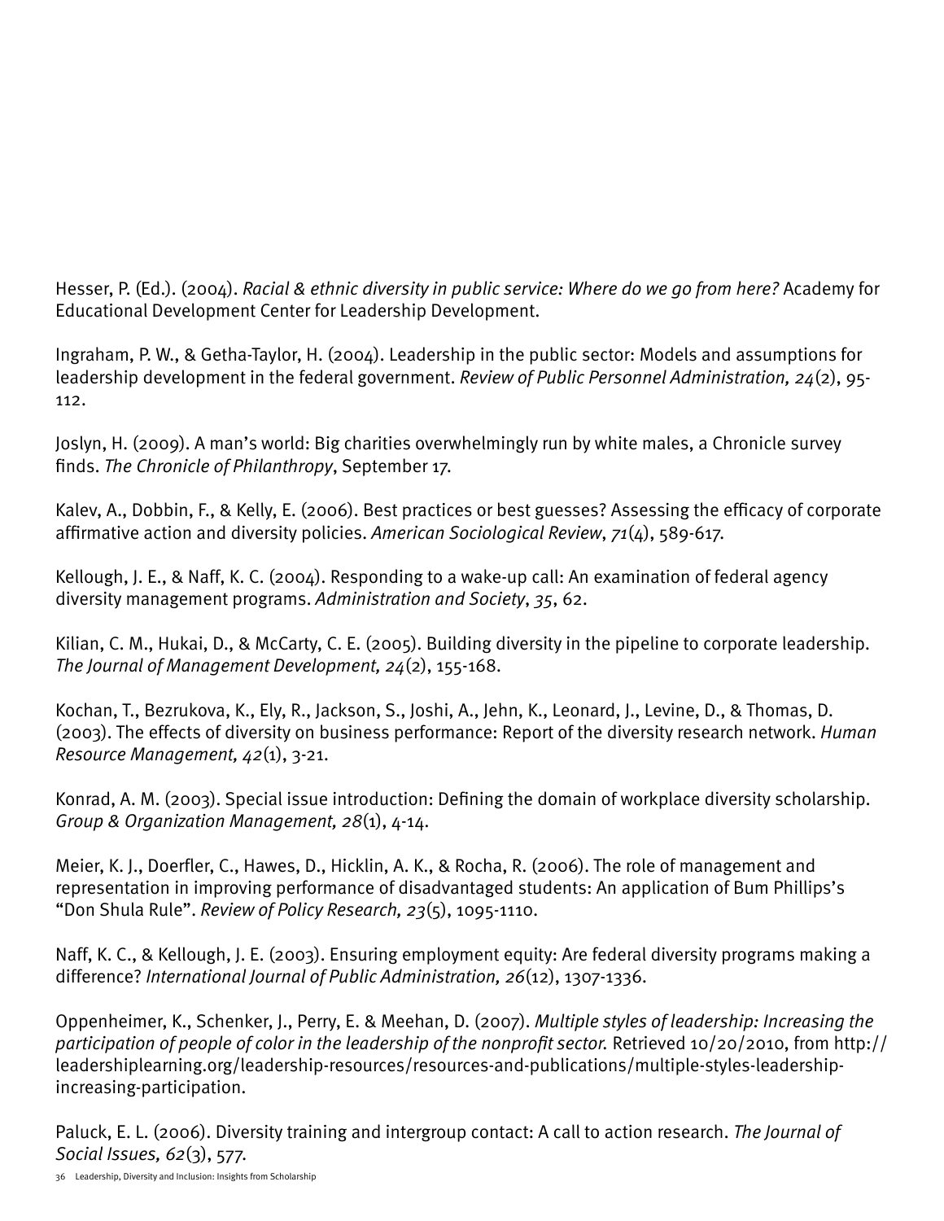Hesser, P. (Ed.). (2004). *Racial & ethnic diversity in public service: Where do we go from here?* Academy for Educational Development Center for Leadership Development.

Ingraham, P. W., & Getha-Taylor, H. (2004). Leadership in the public sector: Models and assumptions for leadership development in the federal government. *Review of Public Personnel Administration, 24*(2), 95-112.

Joslyn, H. (2009). A man's world: Big charities overwhelmingly run by white males, a Chronicle survey finds. *The Chronicle of Philanthropy*, September 17.

Kalev, A., Dobbin, F., & Kelly, E. (2006). Best practices or best guesses? Assessing the efficacy of corporate affirmative action and diversity policies. *American Sociological Review*, *71*(4), 589-617.

Kellough, J. E., & Naff, K. C. (2004). Responding to a wake-up call: An examination of federal agency diversity management programs. *Administration and Society*, *35*, 62.

Kilian, C. M., Hukai, D., & McCarty, C. E. (2005). Building diversity in the pipeline to corporate leadership. *The Journal of Management Development, 24*(2), 155-168.

Kochan, T., Bezrukova, K., Ely, R., Jackson, S., Joshi, A., Jehn, K., Leonard, J., Levine, D., & Thomas, D. (2003). The effects of diversity on business performance: Report of the diversity research network. *Human Resource Management, 42*(1), 3-21.

Konrad, A. M. (2003). Special issue introduction: Defining the domain of workplace diversity scholarship. *Group & Organization Management, 28*(1), 4-14.

Meier, K. J., Doerfler, C., Hawes, D., Hicklin, A. K., & Rocha, R. (2006). The role of management and representation in improving performance of disadvantaged students: An application of Bum Phillips's "Don Shula Rule". *Review of Policy Research, 23*(5), 1095-1110.

Naff, K. C., & Kellough, J. E. (2003). Ensuring employment equity: Are federal diversity programs making a difference? *International Journal of Public Administration, 26*(12), 1307-1336.

Oppenheimer, K., Schenker, J., Perry, E. & Meehan, D. (2007). *Multiple styles of leadership: Increasing the participation of people of color in the leadership of the nonprofit sector.* Retrieved 10/20/2010, from http://leadershiplearning.org/leadership-resources/resources-and-publications/multiple-styles-leadership-increasing-participation.

Paluck, E. L. (2006). Diversity training and intergroup contact: A call to action research. *The Journal of Social Issues, 62*(3), 577.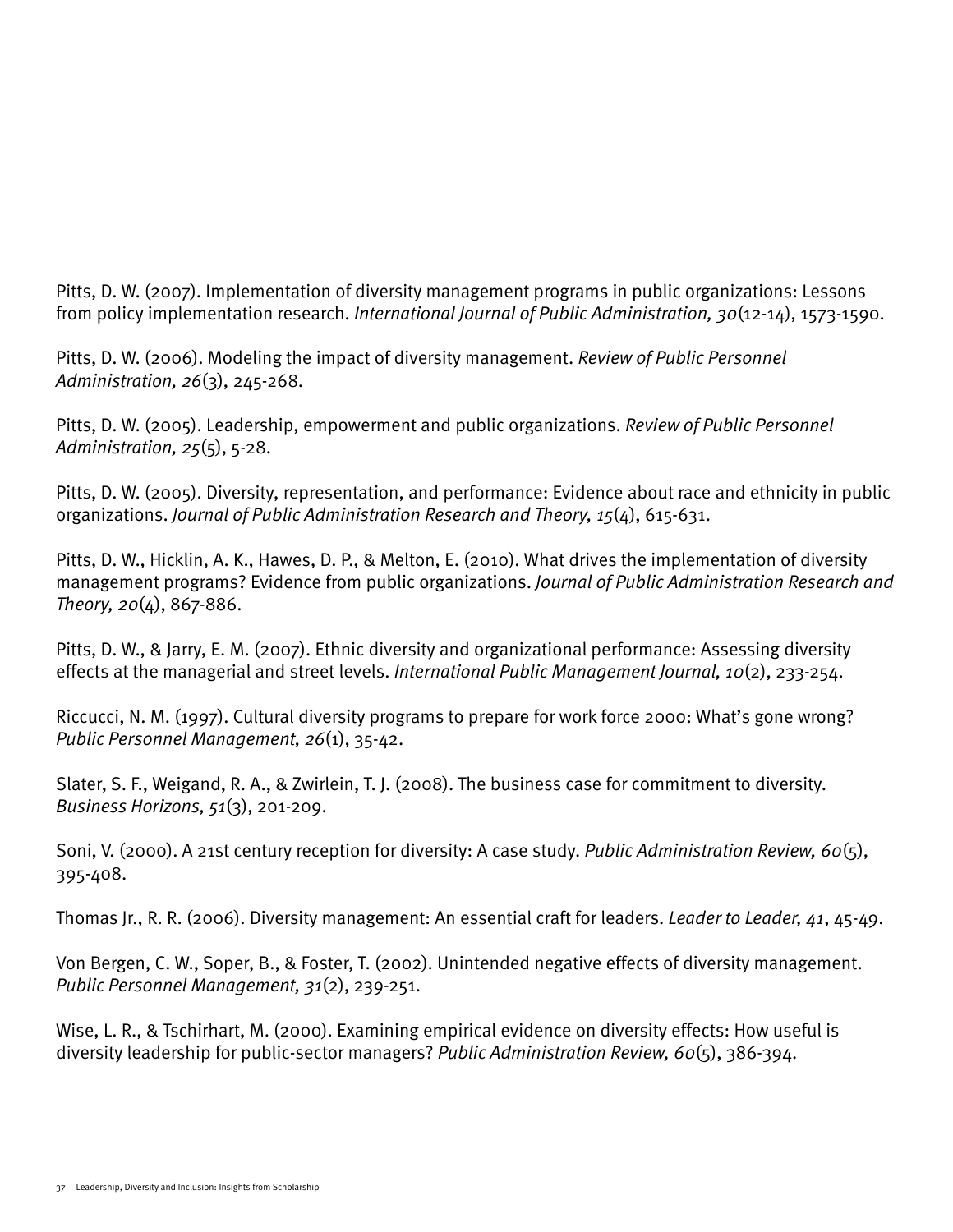Pitts, D. W. (2007). Implementation of diversity management programs in public organizations: Lessons from policy implementation research. *International Journal of Public Administration, 30*(12-14), 1573-1590.

Pitts, D. W. (2006). Modeling the impact of diversity management. *Review of Public Personnel Administration, 26*(3), 245-268.

Pitts, D. W. (2005). Leadership, empowerment and public organizations. *Review of Public Personnel Administration, 25*(5), 5-28.

Pitts, D. W. (2005). Diversity, representation, and performance: Evidence about race and ethnicity in public organizations. *Journal of Public Administration Research and Theory, 15*(4), 615-631.

Pitts, D. W., Hicklin, A. K., Hawes, D. P., & Melton, E. (2010). What drives the implementation of diversity management programs? Evidence from public organizations. *Journal of Public Administration Research and Theory, 20*(4), 867-886.

Pitts, D. W., & Jarry, E. M. (2007). Ethnic diversity and organizational performance: Assessing diversity effects at the managerial and street levels. *International Public Management Journal, 10*(2), 233-254.

Riccucci, N. M. (1997). Cultural diversity programs to prepare for work force 2000: What's gone wrong? *Public Personnel Management, 26*(1), 35-42.

Slater, S. F., Weigand, R. A., & Zwirlein, T. J. (2008). The business case for commitment to diversity. *Business Horizons, 51*(3), 201-209.

Soni, V. (2000). A 21st century reception for diversity: A case study. *Public Administration Review, 60*(5), 395-408.

Thomas Jr., R. R. (2006). Diversity management: An essential craft for leaders. *Leader to Leader, 41*, 45-49.

Von Bergen, C. W., Soper, B., & Foster, T. (2002). Unintended negative effects of diversity management. *Public Personnel Management, 31*(2), 239-251.

Wise, L. R., & Tschirhart, M. (2000). Examining empirical evidence on diversity effects: How useful is diversity leadership for public-sector managers? *Public Administration Review, 60*(5), 386-394.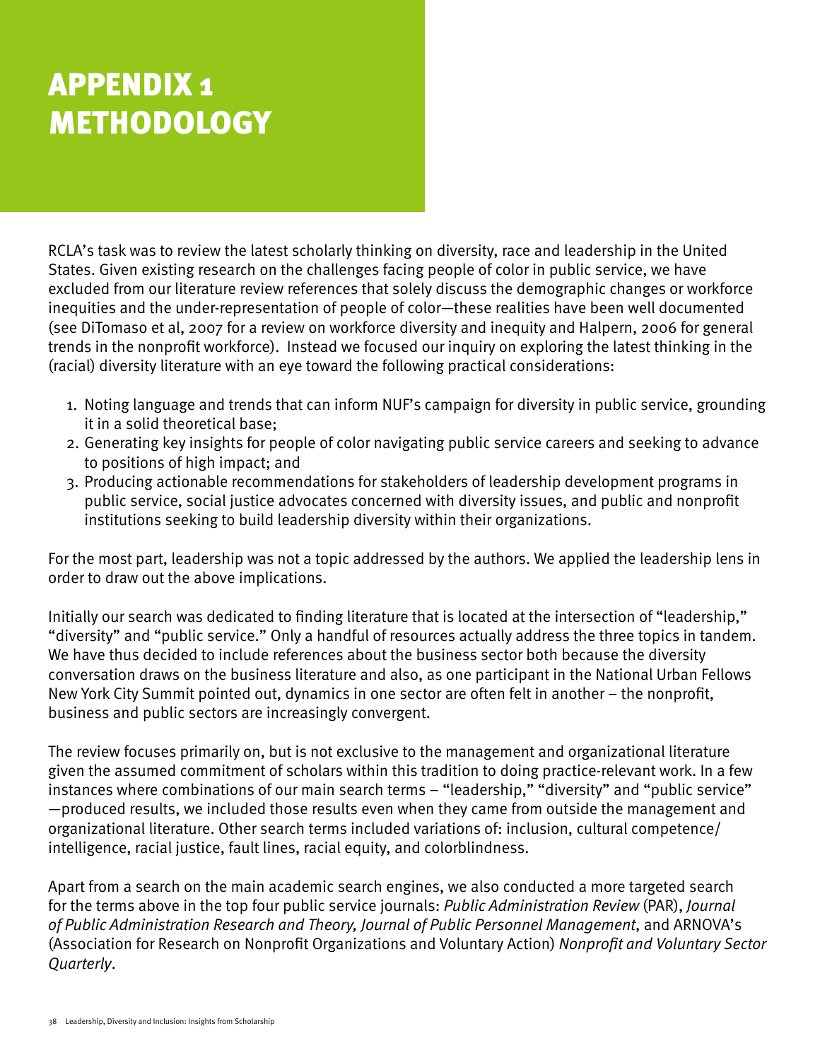# APPENDIX 1 METHODOLOGY

RCLA's task was to review the latest scholarly thinking on diversity, race and leadership in the United States. Given existing research on the challenges facing people of color in public service, we have excluded from our literature review references that solely discuss the demographic changes or workforce inequities and the under-representation of people of color—these realities have been well documented (see DiTomaso et al, 2007 for a review on workforce diversity and inequity and Halpern, 2006 for general trends in the nonprofit workforce). Instead we focused our inquiry on exploring the latest thinking in the (racial) diversity literature with an eye toward the following practical considerations:

1. Noting language and trends that can inform NUF's campaign for diversity in public service, grounding it in a solid theoretical base;
2. Generating key insights for people of color navigating public service careers and seeking to advance to positions of high impact; and
3. Producing actionable recommendations for stakeholders of leadership development programs in public service, social justice advocates concerned with diversity issues, and public and nonprofit institutions seeking to build leadership diversity within their organizations.

For the most part, leadership was not a topic addressed by the authors. We applied the leadership lens in order to draw out the above implications.

Initially our search was dedicated to finding literature that is located at the intersection of "leadership," "diversity" and "public service." Only a handful of resources actually address the three topics in tandem. We have thus decided to include references about the business sector both because the diversity conversation draws on the business literature and also, as one participant in the National Urban Fellows New York City Summit pointed out, dynamics in one sector are often felt in another – the nonprofit, business and public sectors are increasingly convergent.

The review focuses primarily on, but is not exclusive to the management and organizational literature given the assumed commitment of scholars within this tradition to doing practice-relevant work. In a few instances where combinations of our main search terms – "leadership," "diversity" and "public service" —produced results, we included those results even when they came from outside the management and organizational literature. Other search terms included variations of: inclusion, cultural competence/intelligence, racial justice, fault lines, racial equity, and colorblindness.

Apart from a search on the main academic search engines, we also conducted a more targeted search for the terms above in the top four public service journals: *Public Administration Review* (PAR), *Journal of Public Administration Research and Theory, Journal of Public Personnel Management*, and ARNOVA's (Association for Research on Nonprofit Organizations and Voluntary Action) *Nonprofit and Voluntary Sector Quarterly*.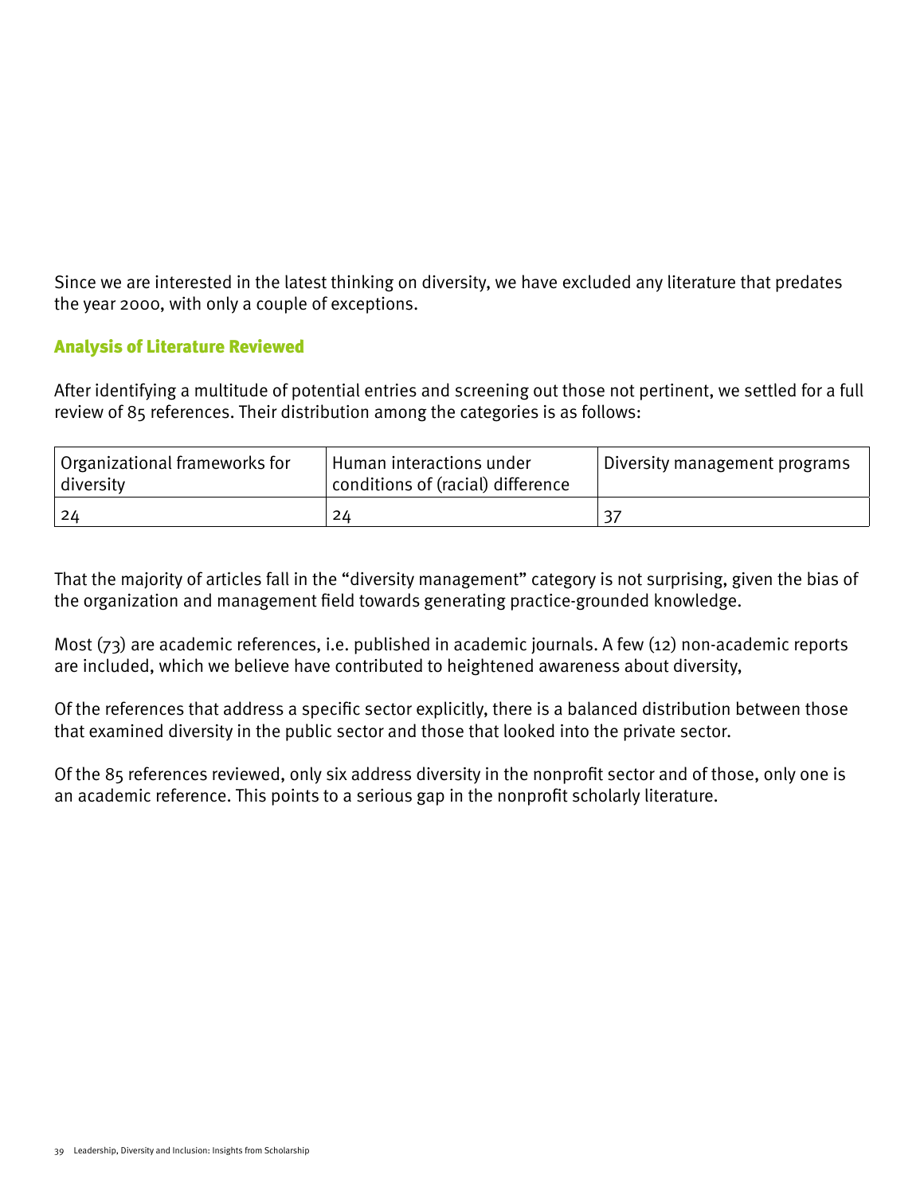Since we are interested in the latest thinking on diversity, we have excluded any literature that predates the year 2000, with only a couple of exceptions.

## Analysis of Literature Reviewed

After identifying a multitude of potential entries and screening out those not pertinent, we settled for a full review of 85 references. Their distribution among the categories is as follows:

| Organizational frameworks for diversity | Human interactions under conditions of (racial) difference | Diversity management programs |
|---|---|---|
| 24 | 24 | 37 |

That the majority of articles fall in the "diversity management" category is not surprising, given the bias of the organization and management field towards generating practice-grounded knowledge.

Most (73) are academic references, i.e. published in academic journals. A few (12) non-academic reports are included, which we believe have contributed to heightened awareness about diversity,

Of the references that address a specific sector explicitly, there is a balanced distribution between those that examined diversity in the public sector and those that looked into the private sector.

Of the 85 references reviewed, only six address diversity in the nonprofit sector and of those, only one is an academic reference. This points to a serious gap in the nonprofit scholarly literature.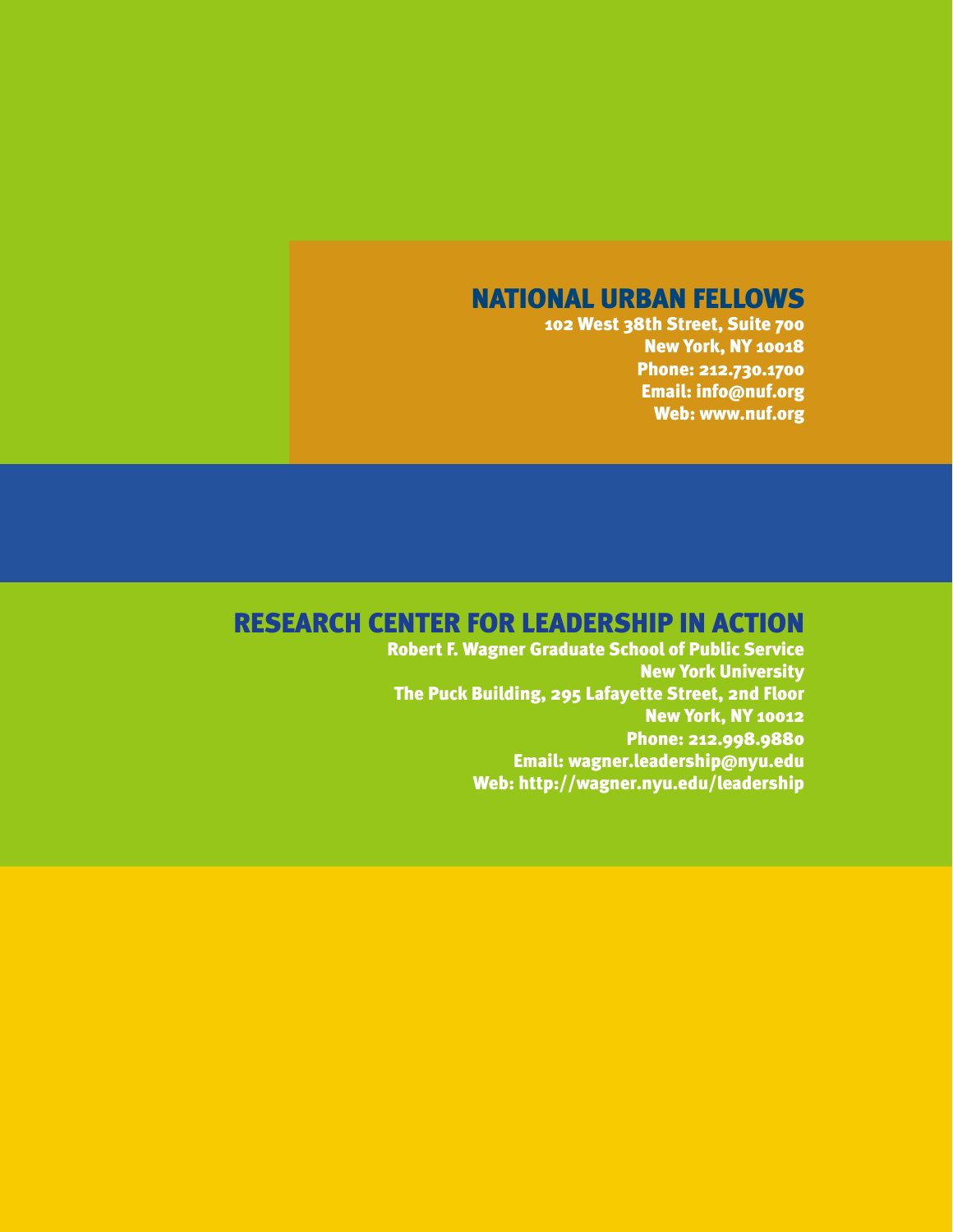## NATIONAL URBAN FELLOWS

**102 West 38th Street, Suite 700**
**New York, NY 10018**
**Phone: 212.730.1700**
**Email: info@nuf.org**
**Web: www.nuf.org**

## RESEARCH CENTER FOR LEADERSHIP IN ACTION

**Robert F. Wagner Graduate School of Public Service**
**New York University**
**The Puck Building, 295 Lafayette Street, 2nd Floor**
**New York, NY 10012**
**Phone: 212.998.9880**
**Email: wagner.leadership@nyu.edu**
**Web: http://wagner.nyu.edu/leadership**